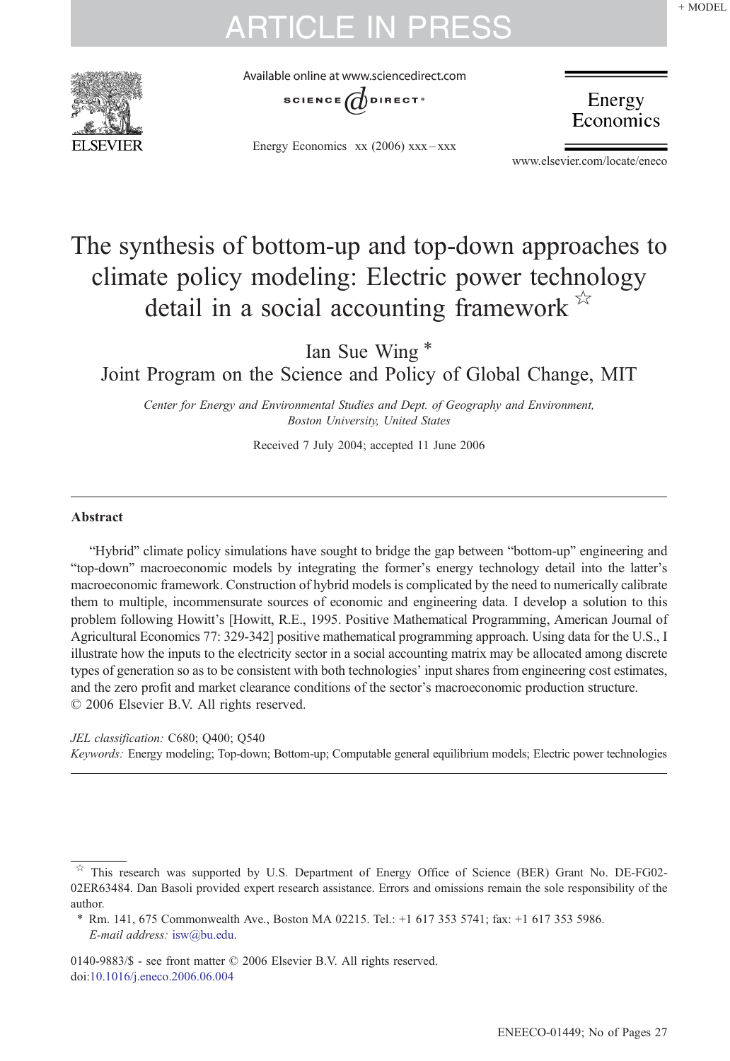# The synthesis of bottom-up and top-down approaches to climate policy modeling: Electric power technology detail in a social accounting framework ☆

Ian Sue Wing *

Joint Program on the Science and Policy of Global Change, MIT

*Center for Energy and Environmental Studies and Dept. of Geography and Environment, Boston University, United States*

Received 7 July 2004; accepted 11 June 2006

## Abstract

"Hybrid" climate policy simulations have sought to bridge the gap between "bottom-up" engineering and "top-down" macroeconomic models by integrating the former's energy technology detail into the latter's macroeconomic framework. Construction of hybrid models is complicated by the need to numerically calibrate them to multiple, incommensurate sources of economic and engineering data. I develop a solution to this problem following Howitt's [Howitt, R.E., 1995. Positive Mathematical Programming, American Journal of Agricultural Economics 77: 329-342] positive mathematical programming approach. Using data for the U.S., I illustrate how the inputs to the electricity sector in a social accounting matrix may be allocated among discrete types of generation so as to be consistent with both technologies' input shares from engineering cost estimates, and the zero profit and market clearance conditions of the sector's macroeconomic production structure.

© 2006 Elsevier B.V. All rights reserved.

*JEL classification:* C680; Q400; Q540

*Keywords:* Energy modeling; Top-down; Bottom-up; Computable general equilibrium models; Electric power technologies

---

☆ This research was supported by U.S. Department of Energy Office of Science (BER) Grant No. DE-FG02-02ER63484. Dan Basoli provided expert research assistance. Errors and omissions remain the sole responsibility of the author.

\* Rm. 141, 675 Commonwealth Ave., Boston MA 02215. Tel.: +1 617 353 5741; fax: +1 617 353 5986.
*E-mail address:* isw@bu.edu.

0140-9883/$ - see front matter © 2006 Elsevier B.V. All rights reserved.
doi:10.1016/j.eneco.2006.06.004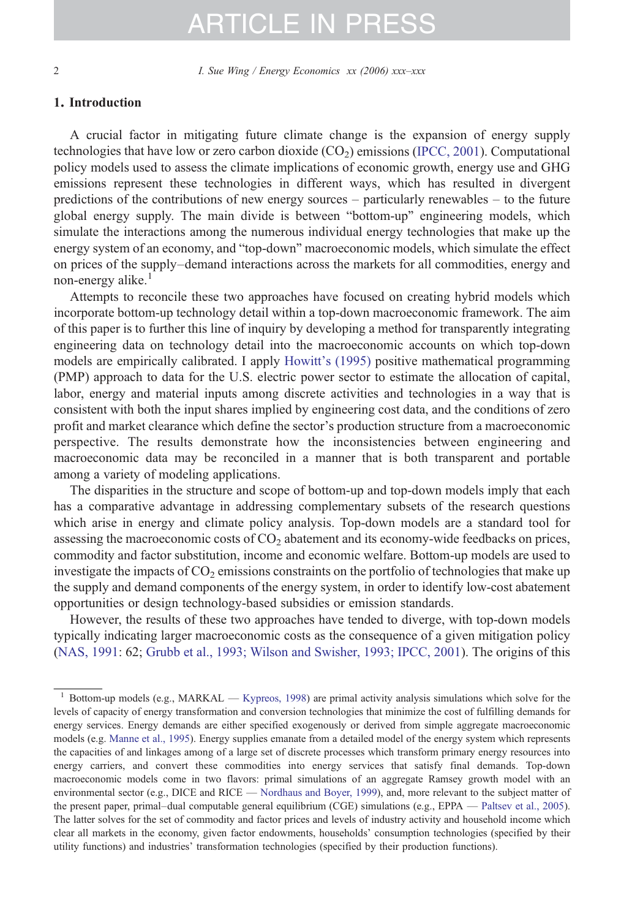## 1. Introduction

A crucial factor in mitigating future climate change is the expansion of energy supply technologies that have low or zero carbon dioxide ($CO_2$) emissions (IPCC, 2001). Computational policy models used to assess the climate implications of economic growth, energy use and GHG emissions represent these technologies in different ways, which has resulted in divergent predictions of the contributions of new energy sources – particularly renewables – to the future global energy supply. The main divide is between "bottom-up" engineering models, which simulate the interactions among the numerous individual energy technologies that make up the energy system of an economy, and "top-down" macroeconomic models, which simulate the effect on prices of the supply–demand interactions across the markets for all commodities, energy and non-energy alike.[1]

Attempts to reconcile these two approaches have focused on creating hybrid models which incorporate bottom-up technology detail within a top-down macroeconomic framework. The aim of this paper is to further this line of inquiry by developing a method for transparently integrating engineering data on technology detail into the macroeconomic accounts on which top-down models are empirically calibrated. I apply Howitt's (1995) positive mathematical programming (PMP) approach to data for the U.S. electric power sector to estimate the allocation of capital, labor, energy and material inputs among discrete activities and technologies in a way that is consistent with both the input shares implied by engineering cost data, and the conditions of zero profit and market clearance which define the sector's production structure from a macroeconomic perspective. The results demonstrate how the inconsistencies between engineering and macroeconomic data may be reconciled in a manner that is both transparent and portable among a variety of modeling applications.

The disparities in the structure and scope of bottom-up and top-down models imply that each has a comparative advantage in addressing complementary subsets of the research questions which arise in energy and climate policy analysis. Top-down models are a standard tool for assessing the macroeconomic costs of $CO_2$ abatement and its economy-wide feedbacks on prices, commodity and factor substitution, income and economic welfare. Bottom-up models are used to investigate the impacts of $CO_2$ emissions constraints on the portfolio of technologies that make up the supply and demand components of the energy system, in order to identify low-cost abatement opportunities or design technology-based subsidies or emission standards.

However, the results of these two approaches have tended to diverge, with top-down models typically indicating larger macroeconomic costs as the consequence of a given mitigation policy (NAS, 1991: 62; Grubb et al., 1993; Wilson and Swisher, 1993; IPCC, 2001). The origins of this

[1] Bottom-up models (e.g., MARKAL — Kypreos, 1998) are primal activity analysis simulations which solve for the levels of capacity of energy transformation and conversion technologies that minimize the cost of fulfilling demands for energy services. Energy demands are either specified exogenously or derived from simple aggregate macroeconomic models (e.g. Manne et al., 1995). Energy supplies emanate from a detailed model of the energy system which represents the capacities of and linkages among of a large set of discrete processes which transform primary energy resources into energy carriers, and convert these commodities into energy services that satisfy final demands. Top-down macroeconomic models come in two flavors: primal simulations of an aggregate Ramsey growth model with an environmental sector (e.g., DICE and RICE — Nordhaus and Boyer, 1999), and, more relevant to the subject matter of the present paper, primal–dual computable general equilibrium (CGE) simulations (e.g., EPPA — Paltsev et al., 2005). The latter solves for the set of commodity and factor prices and levels of industry activity and household income which clear all markets in the economy, given factor endowments, households' consumption technologies (specified by their utility functions) and industries' transformation technologies (specified by their production functions).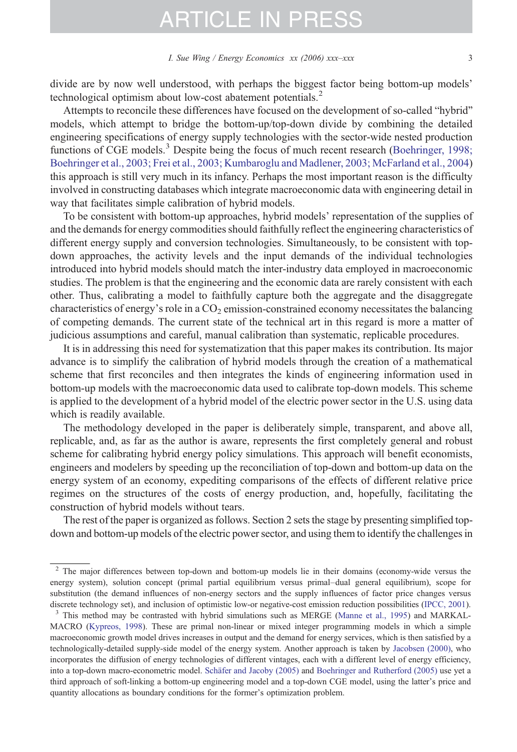divide are by now well understood, with perhaps the biggest factor being bottom-up models' technological optimism about low-cost abatement potentials.[2]

Attempts to reconcile these differences have focused on the development of so-called "hybrid" models, which attempt to bridge the bottom-up/top-down divide by combining the detailed engineering specifications of energy supply technologies with the sector-wide nested production functions of CGE models.[3] Despite being the focus of much recent research (Boehringer, 1998; Boehringer et al., 2003; Frei et al., 2003; Kumbaroglu and Madlener, 2003; McFarland et al., 2004) this approach is still very much in its infancy. Perhaps the most important reason is the difficulty involved in constructing databases which integrate macroeconomic data with engineering detail in way that facilitates simple calibration of hybrid models.

To be consistent with bottom-up approaches, hybrid models' representation of the supplies of and the demands for energy commodities should faithfully reflect the engineering characteristics of different energy supply and conversion technologies. Simultaneously, to be consistent with top-down approaches, the activity levels and the input demands of the individual technologies introduced into hybrid models should match the inter-industry data employed in macroeconomic studies. The problem is that the engineering and the economic data are rarely consistent with each other. Thus, calibrating a model to faithfully capture both the aggregate and the disaggregate characteristics of energy's role in a $CO_2$ emission-constrained economy necessitates the balancing of competing demands. The current state of the technical art in this regard is more a matter of judicious assumptions and careful, manual calibration than systematic, replicable procedures.

It is in addressing this need for systematization that this paper makes its contribution. Its major advance is to simplify the calibration of hybrid models through the creation of a mathematical scheme that first reconciles and then integrates the kinds of engineering information used in bottom-up models with the macroeconomic data used to calibrate top-down models. This scheme is applied to the development of a hybrid model of the electric power sector in the U.S. using data which is readily available.

The methodology developed in the paper is deliberately simple, transparent, and above all, replicable, and, as far as the author is aware, represents the first completely general and robust scheme for calibrating hybrid energy policy simulations. This approach will benefit economists, engineers and modelers by speeding up the reconciliation of top-down and bottom-up data on the energy system of an economy, expediting comparisons of the effects of different relative price regimes on the structures of the costs of energy production, and, hopefully, facilitating the construction of hybrid models without tears.

The rest of the paper is organized as follows. Section 2 sets the stage by presenting simplified top-down and bottom-up models of the electric power sector, and using them to identify the challenges in

---

[2] The major differences between top-down and bottom-up models lie in their domains (economy-wide versus the energy system), solution concept (primal partial equilibrium versus primal–dual general equilibrium), scope for substitution (the demand influences of non-energy sectors and the supply influences of factor price changes versus discrete technology set), and inclusion of optimistic low-or negative-cost emission reduction possibilities (IPCC, 2001).

[3] This method may be contrasted with hybrid simulations such as MERGE (Manne et al., 1995) and MARKAL-MACRO (Kypreos, 1998). These are primal non-linear or mixed integer programming models in which a simple macroeconomic growth model drives increases in output and the demand for energy services, which is then satisfied by a technologically-detailed supply-side model of the energy system. Another approach is taken by Jacobsen (2000), who incorporates the diffusion of energy technologies of different vintages, each with a different level of energy efficiency, into a top-down macro-econometric model. Schäfer and Jacoby (2005) and Boehringer and Rutherford (2005) use yet a third approach of soft-linking a bottom-up engineering model and a top-down CGE model, using the latter's price and quantity allocations as boundary conditions for the former's optimization problem.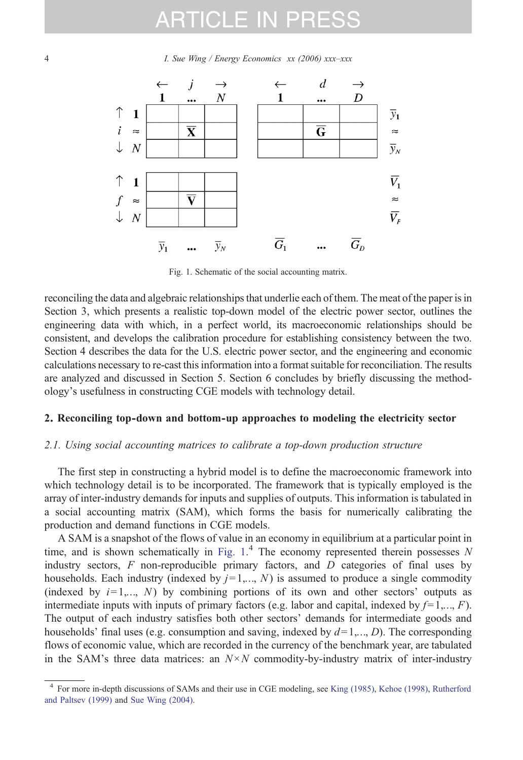| | ← | $j$ | → | | ← | $d$ | → | |
|---|---|---|---|---|---|---|---|---|
| | **1** | **...** | $N$ | | **1** | **...** | $D$ | |
| ↑ **1** | | | | | | | | $\bar{y}_1$ |
| $i$ ≈ | | $\overline{\mathbf{X}}$ | | | | $\overline{\mathbf{G}}$ | | ≈ |
| ↓ $N$ | | | | | | | | $\bar{y}_N$ |
| ↑ **1** | | | | | | | | $\overline{V}_1$ |
| $f$ ≈ | | $\overline{\mathbf{V}}$ | | | | | | ≈ |
| ↓ $N$ | | | | | | | | $\overline{V}_F$ |
| | $\bar{y}_1$ | **...** | $\bar{y}_N$ | | $\overline{G}_1$ | **...** | $\overline{G}_D$ | |

Fig. 1. Schematic of the social accounting matrix.

reconciling the data and algebraic relationships that underlie each of them. The meat of the paper is in Section 3, which presents a realistic top-down model of the electric power sector, outlines the engineering data with which, in a perfect world, its macroeconomic relationships should be consistent, and develops the calibration procedure for establishing consistency between the two. Section 4 describes the data for the U.S. electric power sector, and the engineering and economic calculations necessary to re-cast this information into a format suitable for reconciliation. The results are analyzed and discussed in Section 5. Section 6 concludes by briefly discussing the methodology's usefulness in constructing CGE models with technology detail.

## 2. Reconciling top-down and bottom-up approaches to modeling the electricity sector

### 2.1. Using social accounting matrices to calibrate a top-down production structure

The first step in constructing a hybrid model is to define the macroeconomic framework into which technology detail is to be incorporated. The framework that is typically employed is the array of inter-industry demands for inputs and supplies of outputs. This information is tabulated in a social accounting matrix (SAM), which forms the basis for numerically calibrating the production and demand functions in CGE models.

A SAM is a snapshot of the flows of value in an economy in equilibrium at a particular point in time, and is shown schematically in Fig. 1.[4] The economy represented therein possesses $N$ industry sectors, $F$ non-reproducible primary factors, and $D$ categories of final uses by households. Each industry (indexed by $j=1,\ldots, N$) is assumed to produce a single commodity (indexed by $i=1,\ldots, N$) by combining portions of its own and other sectors' outputs as intermediate inputs with inputs of primary factors (e.g. labor and capital, indexed by $f=1,\ldots, F$). The output of each industry satisfies both other sectors' demands for intermediate goods and households' final uses (e.g. consumption and saving, indexed by $d=1,\ldots, D$). The corresponding flows of economic value, which are recorded in the currency of the benchmark year, are tabulated in the SAM's three data matrices: an $N \times N$ commodity-by-industry matrix of inter-industry

[4] For more in-depth discussions of SAMs and their use in CGE modeling, see King (1985), Kehoe (1998), Rutherford and Paltsev (1999) and Sue Wing (2004).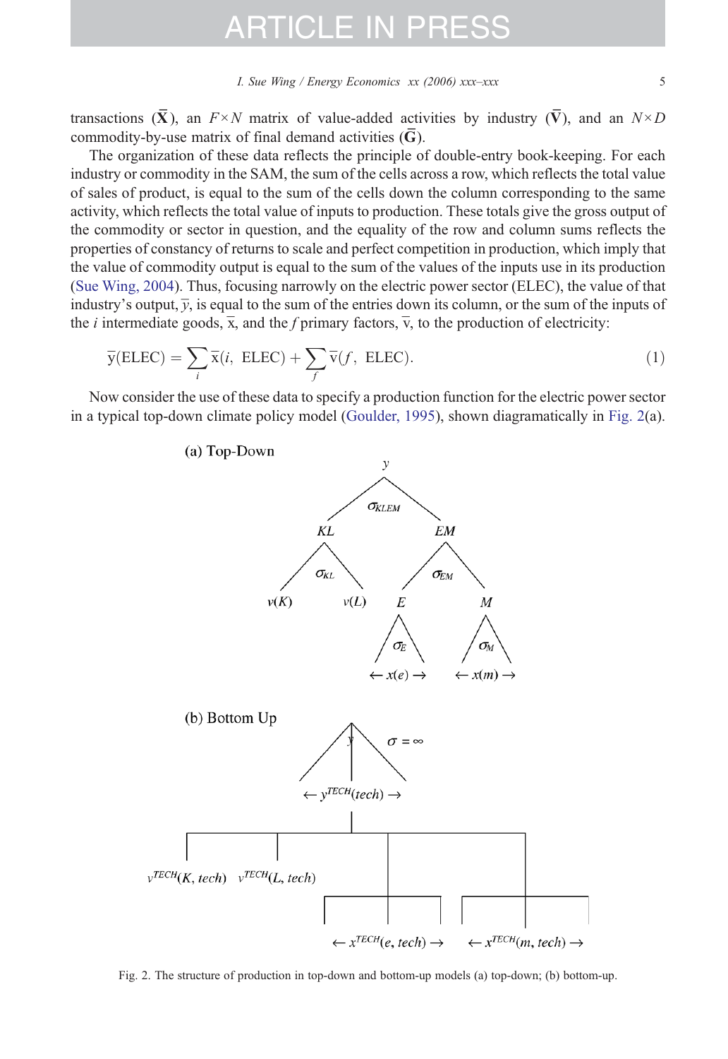transactions ($\overline{\mathbf{X}}$), an $F \times N$ matrix of value-added activities by industry ($\overline{\mathbf{V}}$), and an $N \times D$ commodity-by-use matrix of final demand activities ($\overline{\mathbf{G}}$).

The organization of these data reflects the principle of double-entry book-keeping. For each industry or commodity in the SAM, the sum of the cells across a row, which reflects the total value of sales of product, is equal to the sum of the cells down the column corresponding to the same activity, which reflects the total value of inputs to production. These totals give the gross output of the commodity or sector in question, and the equality of the row and column sums reflects the properties of constancy of returns to scale and perfect competition in production, which imply that the value of commodity output is equal to the sum of the values of the inputs use in its production (Sue Wing, 2004). Thus, focusing narrowly on the electric power sector (ELEC), the value of that industry's output, $\overline{y}$, is equal to the sum of the entries down its column, or the sum of the inputs of the $i$ intermediate goods, $\overline{\mathrm{x}}$, and the $f$ primary factors, $\overline{\mathrm{v}}$, to the production of electricity:

$$\overline{\mathrm{y}}(\mathrm{ELEC}) = \sum_i \overline{\mathrm{x}}(i,\ \mathrm{ELEC}) + \sum_f \overline{\mathrm{v}}(f,\ \mathrm{ELEC}). \tag{1}$$

Now consider the use of these data to specify a production function for the electric power sector in a typical top-down climate policy model (Goulder, 1995), shown diagramatically in Fig. 2(a).

Fig. 2. The structure of production in top-down and bottom-up models (a) top-down; (b) bottom-up.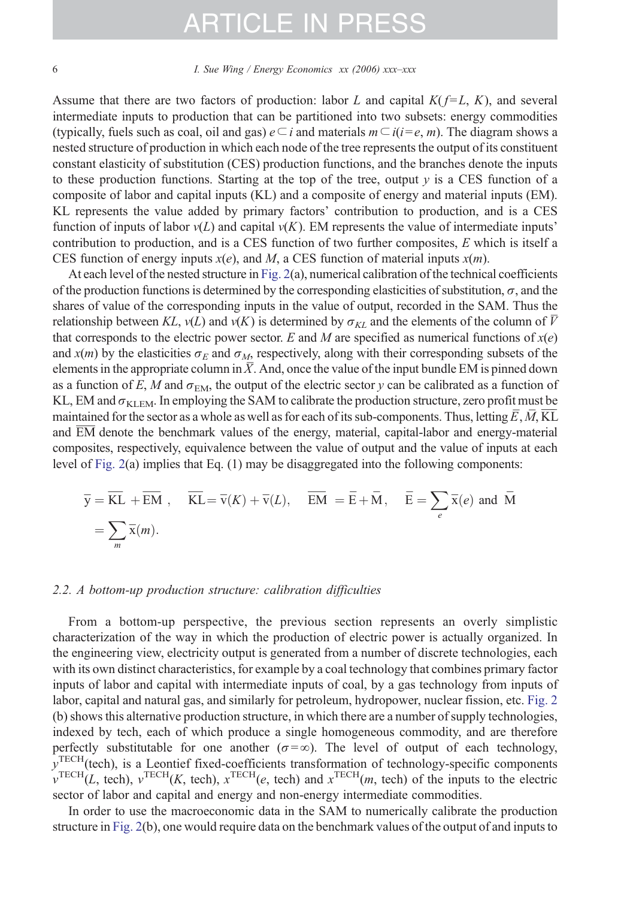Assume that there are two factors of production: labor $L$ and capital $K$($f$=$L$, $K$), and several intermediate inputs to production that can be partitioned into two subsets: energy commodities (typically, fuels such as coal, oil and gas) $e \subset i$ and materials $m \subset i$($i$=$e$, $m$). The diagram shows a nested structure of production in which each node of the tree represents the output of its constituent constant elasticity of substitution (CES) production functions, and the branches denote the inputs to these production functions. Starting at the top of the tree, output $y$ is a CES function of a composite of labor and capital inputs (KL) and a composite of energy and material inputs (EM). KL represents the value added by primary factors' contribution to production, and is a CES function of inputs of labor $v(L)$ and capital $v(K)$. EM represents the value of intermediate inputs' contribution to production, and is a CES function of two further composites, $E$ which is itself a CES function of energy inputs $x(e)$, and $M$, a CES function of material inputs $x(m)$.

At each level of the nested structure in Fig. 2(a), numerical calibration of the technical coefficients of the production functions is determined by the corresponding elasticities of substitution, $\sigma$, and the shares of value of the corresponding inputs in the value of output, recorded in the SAM. Thus the relationship between $KL$, $v(L)$ and $v(K)$ is determined by $\sigma_{KL}$ and the elements of the column of $\bar{V}$ that corresponds to the electric power sector. $E$ and $M$ are specified as numerical functions of $x(e)$ and $x(m)$ by the elasticities $\sigma_E$ and $\sigma_M$, respectively, along with their corresponding subsets of the elements in the appropriate column in $\bar{X}$. And, once the value of the input bundle EM is pinned down as a function of $E$, $M$ and $\sigma_{\mathrm{EM}}$, the output of the electric sector $y$ can be calibrated as a function of KL, EM and $\sigma_{\mathrm{KLEM}}$. In employing the SAM to calibrate the production structure, zero profit must be maintained for the sector as a whole as well as for each of its sub-components. Thus, letting $\bar{E}$, $\bar{M}$, $\overline{\mathrm{KL}}$ and $\overline{\mathrm{EM}}$ denote the benchmark values of the energy, material, capital-labor and energy-material composites, respectively, equivalence between the value of output and the value of inputs at each level of Fig. 2(a) implies that Eq. (1) may be disaggregated into the following components:

$$\bar{y} = \overline{\mathrm{KL}} + \overline{\mathrm{EM}}, \quad \overline{\mathrm{KL}} = \bar{v}(K) + \bar{v}(L), \quad \overline{\mathrm{EM}} = \bar{E} + \bar{M}, \quad \bar{E} = \sum_e \bar{x}(e) \text{ and } \bar{M} = \sum_m \bar{x}(m).$$

### 2.2. A bottom-up production structure: calibration difficulties

From a bottom-up perspective, the previous section represents an overly simplistic characterization of the way in which the production of electric power is actually organized. In the engineering view, electricity output is generated from a number of discrete technologies, each with its own distinct characteristics, for example by a coal technology that combines primary factor inputs of labor and capital with intermediate inputs of coal, by a gas technology from inputs of labor, capital and natural gas, and similarly for petroleum, hydropower, nuclear fission, etc. Fig. 2(b) shows this alternative production structure, in which there are a number of supply technologies, indexed by tech, each of which produce a single homogeneous commodity, and are therefore perfectly substitutable for one another ($\sigma$=$\infty$). The level of output of each technology, $y^{\mathrm{TECH}}$(tech), is a Leontief fixed-coefficients transformation of technology-specific components $v^{\mathrm{TECH}}(L, \text{tech})$, $v^{\mathrm{TECH}}(K, \text{tech})$, $x^{\mathrm{TECH}}(e, \text{tech})$ and $x^{\mathrm{TECH}}(m, \text{tech})$ of the inputs to the electric sector of labor and capital and energy and non-energy intermediate commodities.

In order to use the macroeconomic data in the SAM to numerically calibrate the production structure in Fig. 2(b), one would require data on the benchmark values of the output of and inputs to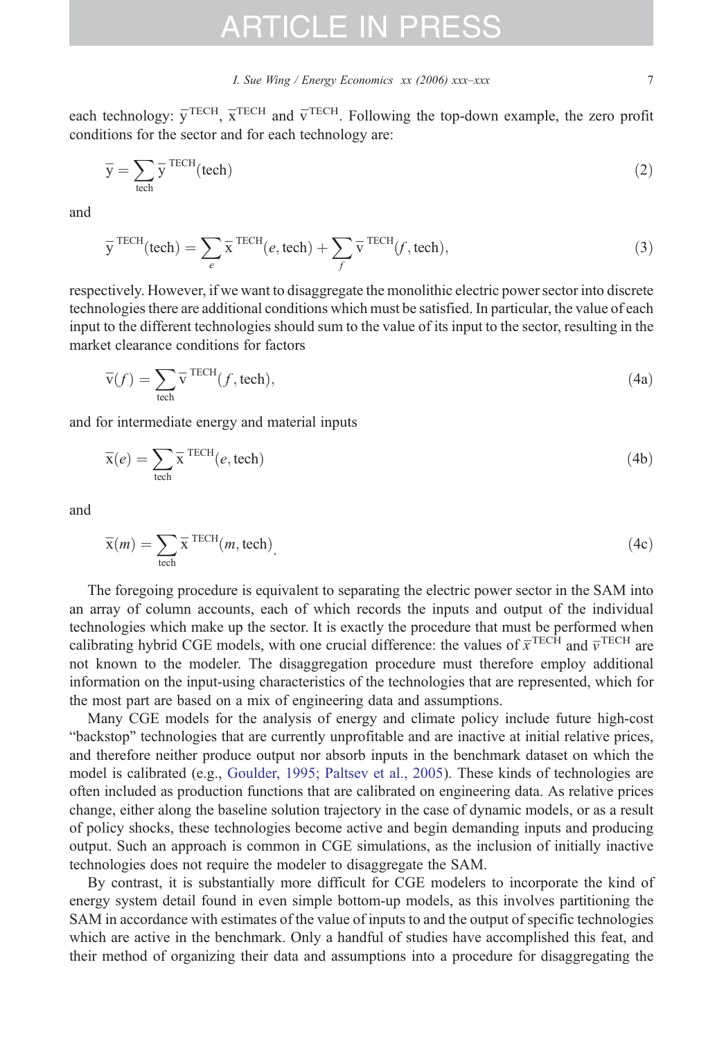each technology: $\overline{\mathrm{y}}^{\mathrm{TECH}}$, $\overline{\mathrm{x}}^{\mathrm{TECH}}$ and $\overline{\mathrm{v}}^{\mathrm{TECH}}$. Following the top-down example, the zero profit conditions for the sector and for each technology are:

$$\overline{\mathrm{y}} = \sum_{\mathrm{tech}} \overline{\mathrm{y}}^{\mathrm{TECH}}(\mathrm{tech}) \tag{2}$$

and

$$\overline{\mathrm{y}}^{\mathrm{TECH}}(\mathrm{tech}) = \sum_{e} \overline{\mathrm{x}}^{\mathrm{TECH}}(e, \mathrm{tech}) + \sum_{f} \overline{\mathrm{v}}^{\mathrm{TECH}}(f, \mathrm{tech}), \tag{3}$$

respectively. However, if we want to disaggregate the monolithic electric power sector into discrete technologies there are additional conditions which must be satisfied. In particular, the value of each input to the different technologies should sum to the value of its input to the sector, resulting in the market clearance conditions for factors

$$\overline{\mathrm{v}}(f) = \sum_{\mathrm{tech}} \overline{\mathrm{v}}^{\mathrm{TECH}}(f, \mathrm{tech}), \tag{4a}$$

and for intermediate energy and material inputs

$$\overline{\mathrm{x}}(e) = \sum_{\mathrm{tech}} \overline{\mathrm{x}}^{\mathrm{TECH}}(e, \mathrm{tech}) \tag{4b}$$

and

$$\overline{\mathrm{x}}(m) = \sum_{\mathrm{tech}} \overline{\mathrm{x}}^{\mathrm{TECH}}(m, \mathrm{tech}). \tag{4c}$$

The foregoing procedure is equivalent to separating the electric power sector in the SAM into an array of column accounts, each of which records the inputs and output of the individual technologies which make up the sector. It is exactly the procedure that must be performed when calibrating hybrid CGE models, with one crucial difference: the values of $\overline{x}^{\mathrm{TECH}}$ and $\overline{v}^{\mathrm{TECH}}$ are not known to the modeler. The disaggregation procedure must therefore employ additional information on the input-using characteristics of the technologies that are represented, which for the most part are based on a mix of engineering data and assumptions.

Many CGE models for the analysis of energy and climate policy include future high-cost "backstop" technologies that are currently unprofitable and are inactive at initial relative prices, and therefore neither produce output nor absorb inputs in the benchmark dataset on which the model is calibrated (e.g., Goulder, 1995; Paltsev et al., 2005). These kinds of technologies are often included as production functions that are calibrated on engineering data. As relative prices change, either along the baseline solution trajectory in the case of dynamic models, or as a result of policy shocks, these technologies become active and begin demanding inputs and producing output. Such an approach is common in CGE simulations, as the inclusion of initially inactive technologies does not require the modeler to disaggregate the SAM.

By contrast, it is substantially more difficult for CGE modelers to incorporate the kind of energy system detail found in even simple bottom-up models, as this involves partitioning the SAM in accordance with estimates of the value of inputs to and the output of specific technologies which are active in the benchmark. Only a handful of studies have accomplished this feat, and their method of organizing their data and assumptions into a procedure for disaggregating the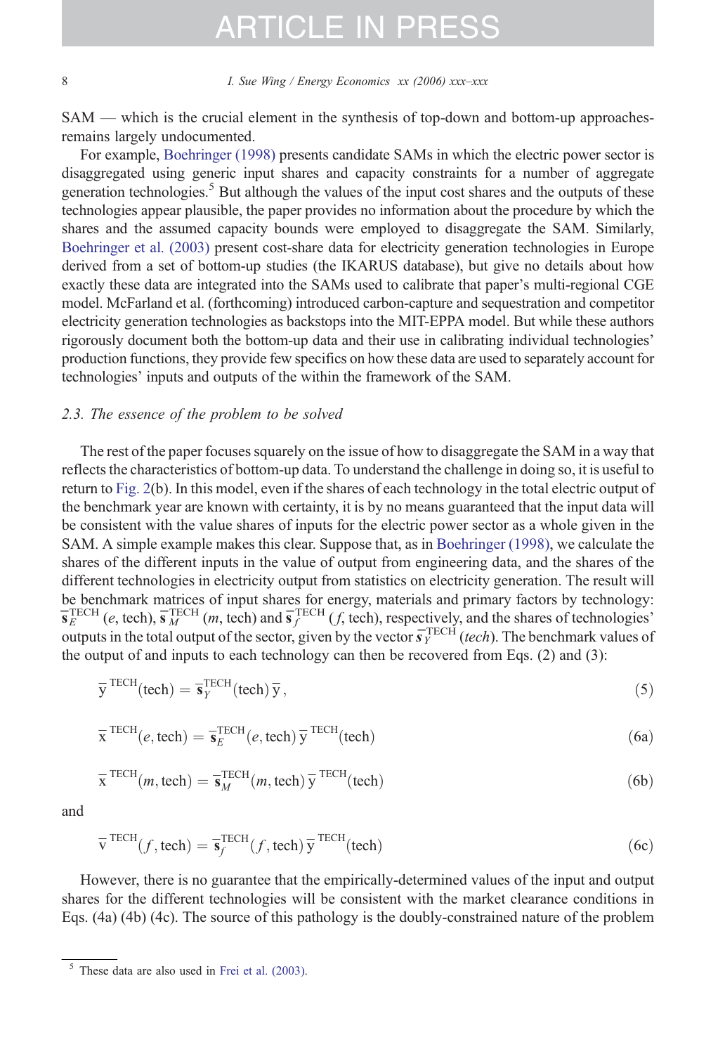SAM — which is the crucial element in the synthesis of top-down and bottom-up approaches-remains largely undocumented.

For example, Boehringer (1998) presents candidate SAMs in which the electric power sector is disaggregated using generic input shares and capacity constraints for a number of aggregate generation technologies.[5] But although the values of the input cost shares and the outputs of these technologies appear plausible, the paper provides no information about the procedure by which the shares and the assumed capacity bounds were employed to disaggregate the SAM. Similarly, Boehringer et al. (2003) present cost-share data for electricity generation technologies in Europe derived from a set of bottom-up studies (the IKARUS database), but give no details about how exactly these data are integrated into the SAMs used to calibrate that paper's multi-regional CGE model. McFarland et al. (forthcoming) introduced carbon-capture and sequestration and competitor electricity generation technologies as backstops into the MIT-EPPA model. But while these authors rigorously document both the bottom-up data and their use in calibrating individual technologies' production functions, they provide few specifics on how these data are used to separately account for technologies' inputs and outputs of the within the framework of the SAM.

### 2.3. The essence of the problem to be solved

The rest of the paper focuses squarely on the issue of how to disaggregate the SAM in a way that reflects the characteristics of bottom-up data. To understand the challenge in doing so, it is useful to return to Fig. 2(b). In this model, even if the shares of each technology in the total electric output of the benchmark year are known with certainty, it is by no means guaranteed that the input data will be consistent with the value shares of inputs for the electric power sector as a whole given in the SAM. A simple example makes this clear. Suppose that, as in Boehringer (1998), we calculate the shares of the different inputs in the value of output from engineering data, and the shares of the different technologies in electricity output from statistics on electricity generation. The result will be benchmark matrices of input shares for energy, materials and primary factors by technology: $\bar{\mathbf{s}}_E^{\mathrm{TECH}}(e, \mathrm{tech})$, $\bar{\mathbf{s}}_M^{\mathrm{TECH}}(m, \mathrm{tech})$ and $\bar{\mathbf{s}}_f^{\mathrm{TECH}}(f, \mathrm{tech})$, respectively, and the shares of technologies' outputs in the total output of the sector, given by the vector $\bar{\mathbf{s}}_Y^{\mathrm{TECH}}(tech)$. The benchmark values of the output of and inputs to each technology can then be recovered from Eqs. (2) and (3):

$$\bar{\mathrm{y}}^{\mathrm{TECH}}(\mathrm{tech}) = \bar{\mathbf{s}}_Y^{\mathrm{TECH}}(\mathrm{tech})\, \bar{\mathrm{y}}, \tag{5}$$

$$\bar{\mathrm{x}}^{\mathrm{TECH}}(e, \mathrm{tech}) = \bar{\mathbf{s}}_E^{\mathrm{TECH}}(e, \mathrm{tech})\, \bar{\mathrm{y}}^{\mathrm{TECH}}(\mathrm{tech}) \tag{6a}$$

$$\bar{\mathrm{x}}^{\mathrm{TECH}}(m, \mathrm{tech}) = \bar{\mathbf{s}}_M^{\mathrm{TECH}}(m, \mathrm{tech})\, \bar{\mathrm{y}}^{\mathrm{TECH}}(\mathrm{tech}) \tag{6b}$$

and

$$\bar{\mathrm{v}}^{\mathrm{TECH}}(f, \mathrm{tech}) = \bar{\mathbf{s}}_f^{\mathrm{TECH}}(f, \mathrm{tech})\, \bar{\mathrm{y}}^{\mathrm{TECH}}(\mathrm{tech}) \tag{6c}$$

However, there is no guarantee that the empirically-determined values of the input and output shares for the different technologies will be consistent with the market clearance conditions in Eqs. (4a) (4b) (4c). The source of this pathology is the doubly-constrained nature of the problem

[5] These data are also used in Frei et al. (2003).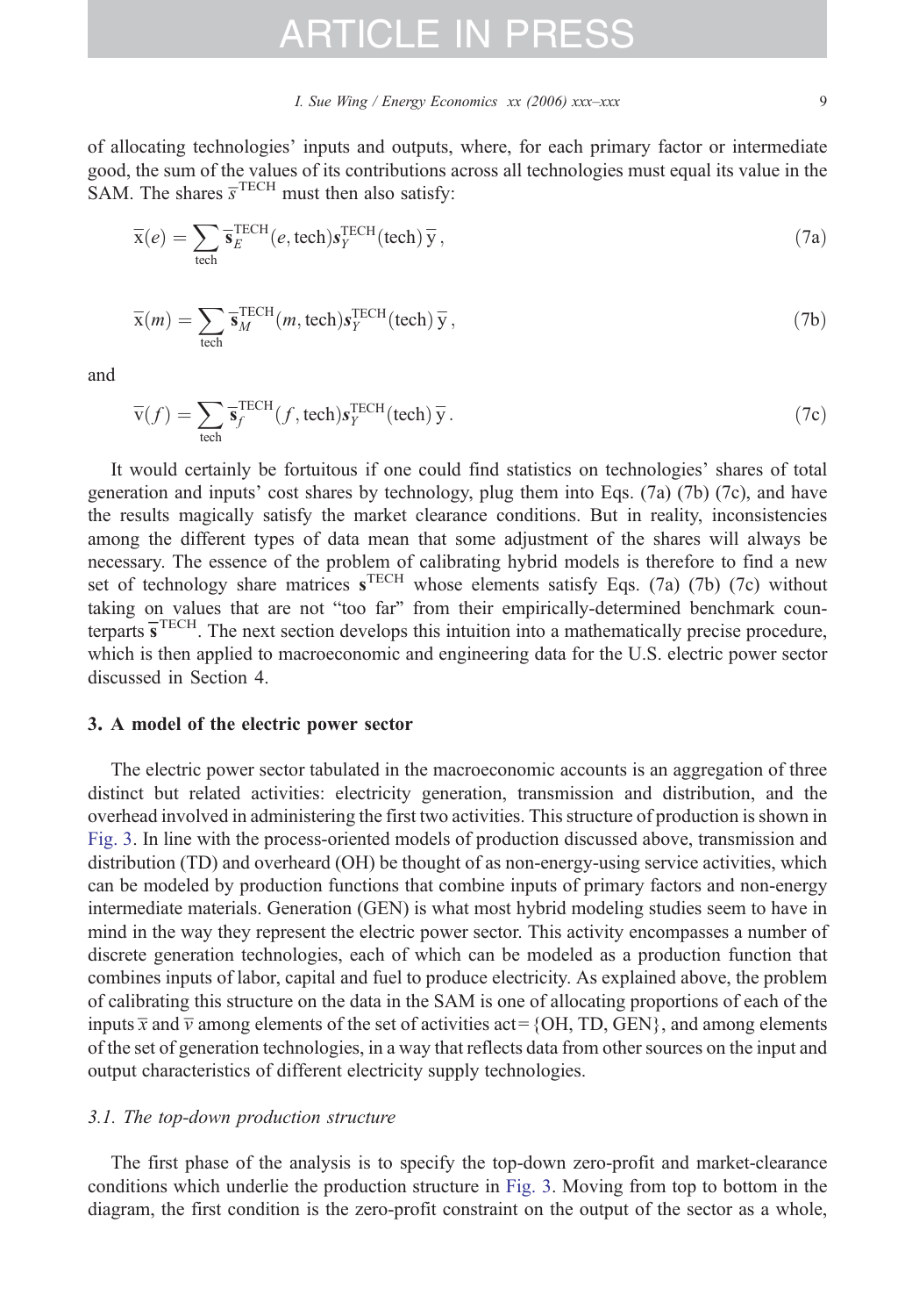of allocating technologies' inputs and outputs, where, for each primary factor or intermediate good, the sum of the values of its contributions across all technologies must equal its value in the SAM. The shares $\overline{s}^{\text{TECH}}$ must then also satisfy:

$$\overline{\mathrm{x}}(e) = \sum_{\text{tech}} \overline{\mathbf{s}}_E^{\text{TECH}}(e, \text{tech}) \boldsymbol{s}_Y^{\text{TECH}}(\text{tech})\, \overline{\mathrm{y}}\,, \tag{7a}$$

$$\overline{\mathrm{x}}(m) = \sum_{\text{tech}} \overline{\mathbf{s}}_M^{\text{TECH}}(m, \text{tech}) \boldsymbol{s}_Y^{\text{TECH}}(\text{tech})\, \overline{\mathrm{y}}\,, \tag{7b}$$

and

$$\overline{\mathrm{v}}(f) = \sum_{\text{tech}} \overline{\mathbf{s}}_f^{\text{TECH}}(f, \text{tech}) \boldsymbol{s}_Y^{\text{TECH}}(\text{tech})\, \overline{\mathrm{y}}\,. \tag{7c}$$

It would certainly be fortuitous if one could find statistics on technologies' shares of total generation and inputs' cost shares by technology, plug them into Eqs. (7a) (7b) (7c), and have the results magically satisfy the market clearance conditions. But in reality, inconsistencies among the different types of data mean that some adjustment of the shares will always be necessary. The essence of the problem of calibrating hybrid models is therefore to find a new set of technology share matrices $\mathbf{s}^{\text{TECH}}$ whose elements satisfy Eqs. (7a) (7b) (7c) without taking on values that are not "too far" from their empirically-determined benchmark counterparts $\overline{\mathbf{s}}^{\text{TECH}}$. The next section develops this intuition into a mathematically precise procedure, which is then applied to macroeconomic and engineering data for the U.S. electric power sector discussed in Section 4.

## 3. A model of the electric power sector

The electric power sector tabulated in the macroeconomic accounts is an aggregation of three distinct but related activities: electricity generation, transmission and distribution, and the overhead involved in administering the first two activities. This structure of production is shown in Fig. 3. In line with the process-oriented models of production discussed above, transmission and distribution (TD) and overheard (OH) be thought of as non-energy-using service activities, which can be modeled by production functions that combine inputs of primary factors and non-energy intermediate materials. Generation (GEN) is what most hybrid modeling studies seem to have in mind in the way they represent the electric power sector. This activity encompasses a number of discrete generation technologies, each of which can be modeled as a production function that combines inputs of labor, capital and fuel to produce electricity. As explained above, the problem of calibrating this structure on the data in the SAM is one of allocating proportions of each of the inputs $\overline{x}$ and $\overline{v}$ among elements of the set of activities act = {OH, TD, GEN}, and among elements of the set of generation technologies, in a way that reflects data from other sources on the input and output characteristics of different electricity supply technologies.

### 3.1. The top-down production structure

The first phase of the analysis is to specify the top-down zero-profit and market-clearance conditions which underlie the production structure in Fig. 3. Moving from top to bottom in the diagram, the first condition is the zero-profit constraint on the output of the sector as a whole,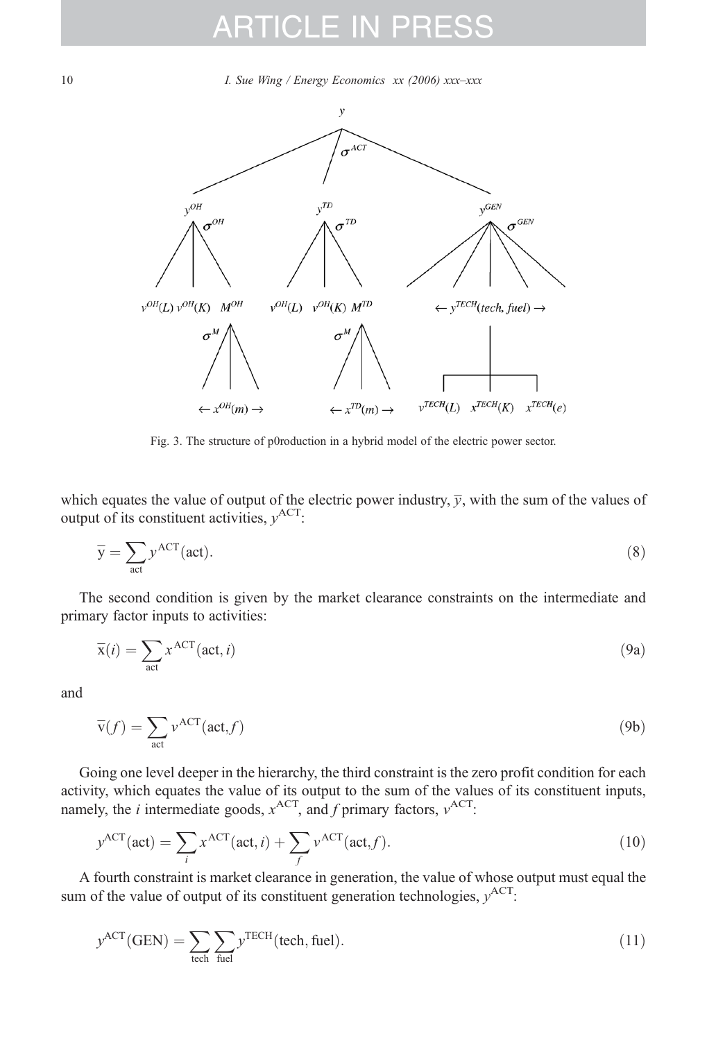Fig. 3. The structure of p0roduction in a hybrid model of the electric power sector.

which equates the value of output of the electric power industry, $\bar{y}$, with the sum of the values of output of its constituent activities, $y^{\mathrm{ACT}}$:

$$\bar{y} = \sum_{\mathrm{act}} y^{\mathrm{ACT}}(\mathrm{act}). \tag{8}$$

The second condition is given by the market clearance constraints on the intermediate and primary factor inputs to activities:

$$\bar{x}(i) = \sum_{\mathrm{act}} x^{\mathrm{ACT}}(\mathrm{act}, i) \tag{9a}$$

and

$$\bar{v}(f) = \sum_{\mathrm{act}} v^{\mathrm{ACT}}(\mathrm{act}, f) \tag{9b}$$

Going one level deeper in the hierarchy, the third constraint is the zero profit condition for each activity, which equates the value of its output to the sum of the values of its constituent inputs, namely, the $i$ intermediate goods, $x^{\mathrm{ACT}}$, and $f$ primary factors, $v^{\mathrm{ACT}}$:

$$y^{\mathrm{ACT}}(\mathrm{act}) = \sum_{i} x^{\mathrm{ACT}}(\mathrm{act}, i) + \sum_{f} v^{\mathrm{ACT}}(\mathrm{act}, f). \tag{10}$$

A fourth constraint is market clearance in generation, the value of whose output must equal the sum of the value of output of its constituent generation technologies, $y^{\mathrm{ACT}}$:

$$y^{\mathrm{ACT}}(\mathrm{GEN}) = \sum_{\mathrm{tech}} \sum_{\mathrm{fuel}} y^{\mathrm{TECH}}(\mathrm{tech}, \mathrm{fuel}). \tag{11}$$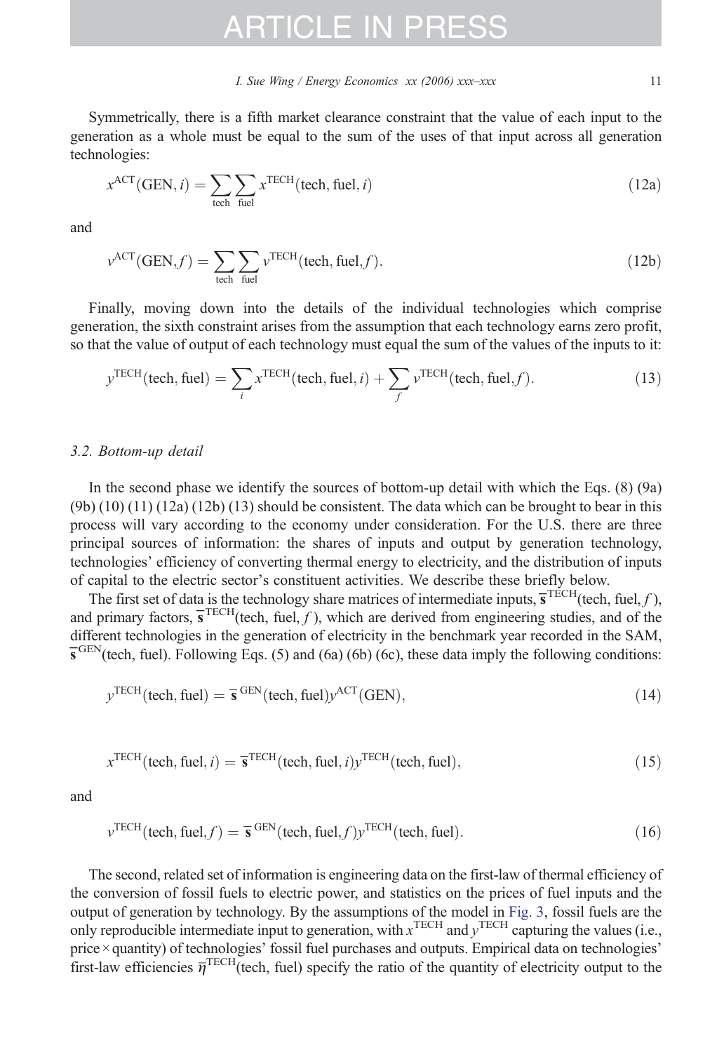Symmetrically, there is a fifth market clearance constraint that the value of each input to the generation as a whole must be equal to the sum of the uses of that input across all generation technologies:

$$x^{\mathrm{ACT}}(\mathrm{GEN}, i) = \sum_{\mathrm{tech}} \sum_{\mathrm{fuel}} x^{\mathrm{TECH}}(\mathrm{tech}, \mathrm{fuel}, i) \tag{12a}$$

and

$$v^{\mathrm{ACT}}(\mathrm{GEN}, f) = \sum_{\mathrm{tech}} \sum_{\mathrm{fuel}} v^{\mathrm{TECH}}(\mathrm{tech}, \mathrm{fuel}, f). \tag{12b}$$

Finally, moving down into the details of the individual technologies which comprise generation, the sixth constraint arises from the assumption that each technology earns zero profit, so that the value of output of each technology must equal the sum of the values of the inputs to it:

$$y^{\mathrm{TECH}}(\mathrm{tech}, \mathrm{fuel}) = \sum_{i} x^{\mathrm{TECH}}(\mathrm{tech}, \mathrm{fuel}, i) + \sum_{f} v^{\mathrm{TECH}}(\mathrm{tech}, \mathrm{fuel}, f). \tag{13}$$

### 3.2. Bottom-up detail

In the second phase we identify the sources of bottom-up detail with which the Eqs. (8) (9a) (9b) (10) (11) (12a) (12b) (13) should be consistent. The data which can be brought to bear in this process will vary according to the economy under consideration. For the U.S. there are three principal sources of information: the shares of inputs and output by generation technology, technologies' efficiency of converting thermal energy to electricity, and the distribution of inputs of capital to the electric sector's constituent activities. We describe these briefly below.

The first set of data is the technology share matrices of intermediate inputs, $\overline{\mathbf{s}}^{\mathrm{TECH}}(\mathrm{tech}, \mathrm{fuel}, f)$, and primary factors, $\overline{\mathbf{s}}^{\mathrm{TECH}}(\mathrm{tech}, \mathrm{fuel}, f)$, which are derived from engineering studies, and of the different technologies in the generation of electricity in the benchmark year recorded in the SAM, $\overline{\mathbf{s}}^{\mathrm{GEN}}(\mathrm{tech}, \mathrm{fuel})$. Following Eqs. (5) and (6a) (6b) (6c), these data imply the following conditions:

$$y^{\mathrm{TECH}}(\mathrm{tech}, \mathrm{fuel}) = \overline{\mathbf{s}}^{\mathrm{GEN}}(\mathrm{tech}, \mathrm{fuel}) y^{\mathrm{ACT}}(\mathrm{GEN}), \tag{14}$$

$$x^{\mathrm{TECH}}(\mathrm{tech}, \mathrm{fuel}, i) = \overline{\mathbf{s}}^{\mathrm{TECH}}(\mathrm{tech}, \mathrm{fuel}, i) y^{\mathrm{TECH}}(\mathrm{tech}, \mathrm{fuel}), \tag{15}$$

and

$$v^{\mathrm{TECH}}(\mathrm{tech}, \mathrm{fuel}, f) = \overline{\mathbf{s}}^{\mathrm{GEN}}(\mathrm{tech}, \mathrm{fuel}, f) y^{\mathrm{TECH}}(\mathrm{tech}, \mathrm{fuel}). \tag{16}$$

The second, related set of information is engineering data on the first-law of thermal efficiency of the conversion of fossil fuels to electric power, and statistics on the prices of fuel inputs and the output of generation by technology. By the assumptions of the model in Fig. 3, fossil fuels are the only reproducible intermediate input to generation, with $x^{\mathrm{TECH}}$ and $y^{\mathrm{TECH}}$ capturing the values (i.e., price × quantity) of technologies' fossil fuel purchases and outputs. Empirical data on technologies' first-law efficiencies $\overline{\eta}^{\mathrm{TECH}}(\mathrm{tech}, \mathrm{fuel})$ specify the ratio of the quantity of electricity output to the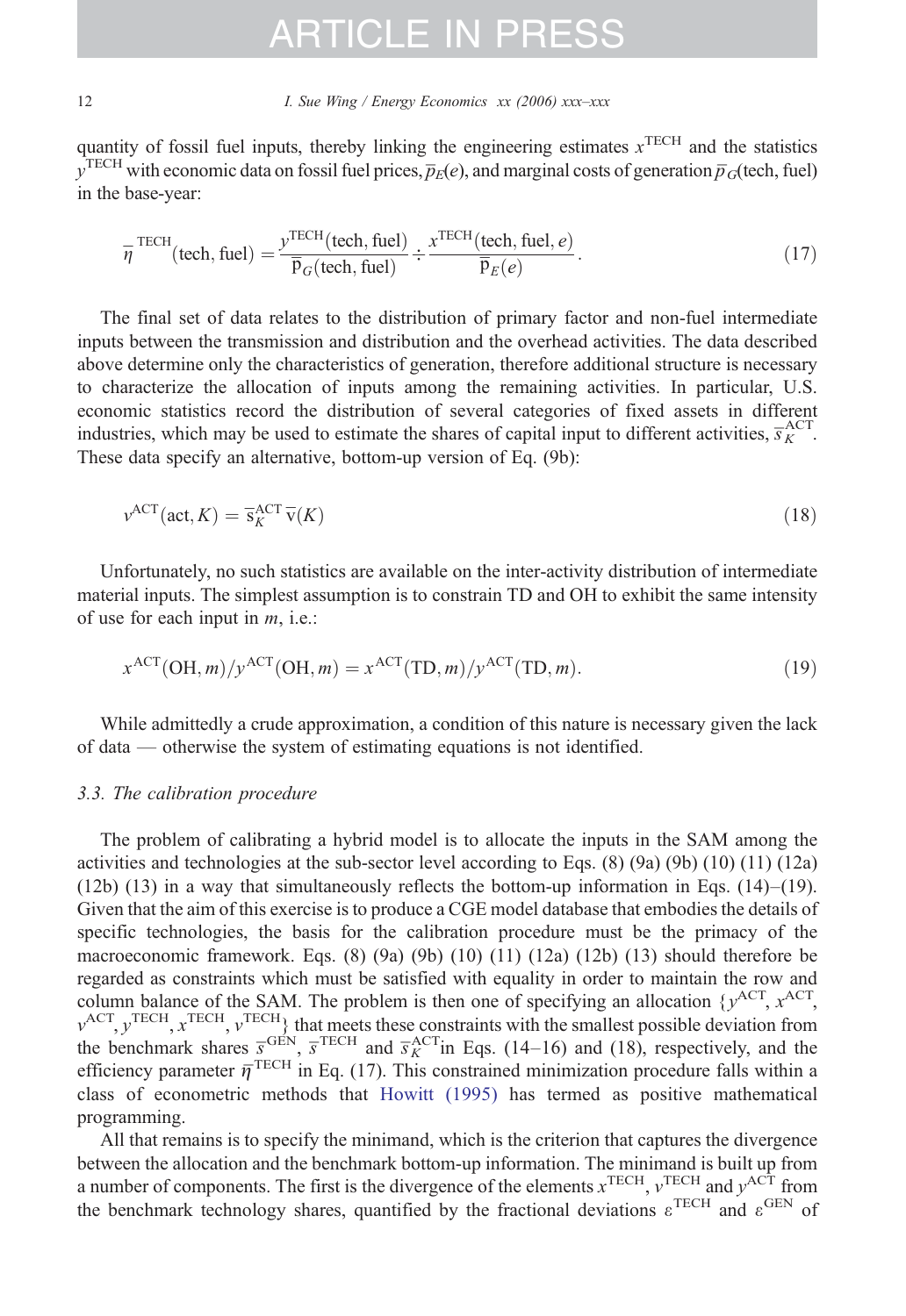quantity of fossil fuel inputs, thereby linking the engineering estimates $x^{\mathrm{TECH}}$ and the statistics $y^{\mathrm{TECH}}$ with economic data on fossil fuel prices, $\overline{p}_E(e)$, and marginal costs of generation $\overline{p}_G(\text{tech, fuel})$ in the base-year:

$$\overline{\eta}^{\mathrm{TECH}}(\text{tech, fuel}) = \frac{y^{\mathrm{TECH}}(\text{tech, fuel})}{\overline{\mathrm{p}}_G(\text{tech, fuel})} \div \frac{x^{\mathrm{TECH}}(\text{tech, fuel}, e)}{\overline{\mathrm{p}}_E(e)}. \tag{17}$$

The final set of data relates to the distribution of primary factor and non-fuel intermediate inputs between the transmission and distribution and the overhead activities. The data described above determine only the characteristics of generation, therefore additional structure is necessary to characterize the allocation of inputs among the remaining activities. In particular, U.S. economic statistics record the distribution of several categories of fixed assets in different industries, which may be used to estimate the shares of capital input to different activities, $\overline{s}_K^{\mathrm{ACT}}$. These data specify an alternative, bottom-up version of Eq. (9b):

$$v^{\mathrm{ACT}}(\text{act}, K) = \overline{\mathrm{s}}_K^{\mathrm{ACT}}\,\overline{\mathrm{v}}(K) \tag{18}$$

Unfortunately, no such statistics are available on the inter-activity distribution of intermediate material inputs. The simplest assumption is to constrain TD and OH to exhibit the same intensity of use for each input in $m$, i.e.:

$$x^{\mathrm{ACT}}(\mathrm{OH}, m)/y^{\mathrm{ACT}}(\mathrm{OH}, m) = x^{\mathrm{ACT}}(\mathrm{TD}, m)/y^{\mathrm{ACT}}(\mathrm{TD}, m). \tag{19}$$

While admittedly a crude approximation, a condition of this nature is necessary given the lack of data — otherwise the system of estimating equations is not identified.

### 3.3. The calibration procedure

The problem of calibrating a hybrid model is to allocate the inputs in the SAM among the activities and technologies at the sub-sector level according to Eqs. (8) (9a) (9b) (10) (11) (12a) (12b) (13) in a way that simultaneously reflects the bottom-up information in Eqs. (14)–(19). Given that the aim of this exercise is to produce a CGE model database that embodies the details of specific technologies, the basis for the calibration procedure must be the primacy of the macroeconomic framework. Eqs. (8) (9a) (9b) (10) (11) (12a) (12b) (13) should therefore be regarded as constraints which must be satisfied with equality in order to maintain the row and column balance of the SAM. The problem is then one of specifying an allocation $\{y^{\mathrm{ACT}}, x^{\mathrm{ACT}}, v^{\mathrm{ACT}}, y^{\mathrm{TECH}}, x^{\mathrm{TECH}}, v^{\mathrm{TECH}}\}$ that meets these constraints with the smallest possible deviation from the benchmark shares $\overline{s}^{\mathrm{GEN}}$, $\overline{s}^{\mathrm{TECH}}$ and $\overline{s}_K^{\mathrm{ACT}}$in Eqs. (14–16) and (18), respectively, and the efficiency parameter $\overline{\eta}^{\mathrm{TECH}}$ in Eq. (17). This constrained minimization procedure falls within a class of econometric methods that Howitt (1995) has termed as positive mathematical programming.

All that remains is to specify the minimand, which is the criterion that captures the divergence between the allocation and the benchmark bottom-up information. The minimand is built up from a number of components. The first is the divergence of the elements $x^{\mathrm{TECH}}$, $v^{\mathrm{TECH}}$ and $y^{\mathrm{ACT}}$ from the benchmark technology shares, quantified by the fractional deviations $\varepsilon^{\mathrm{TECH}}$ and $\varepsilon^{\mathrm{GEN}}$ of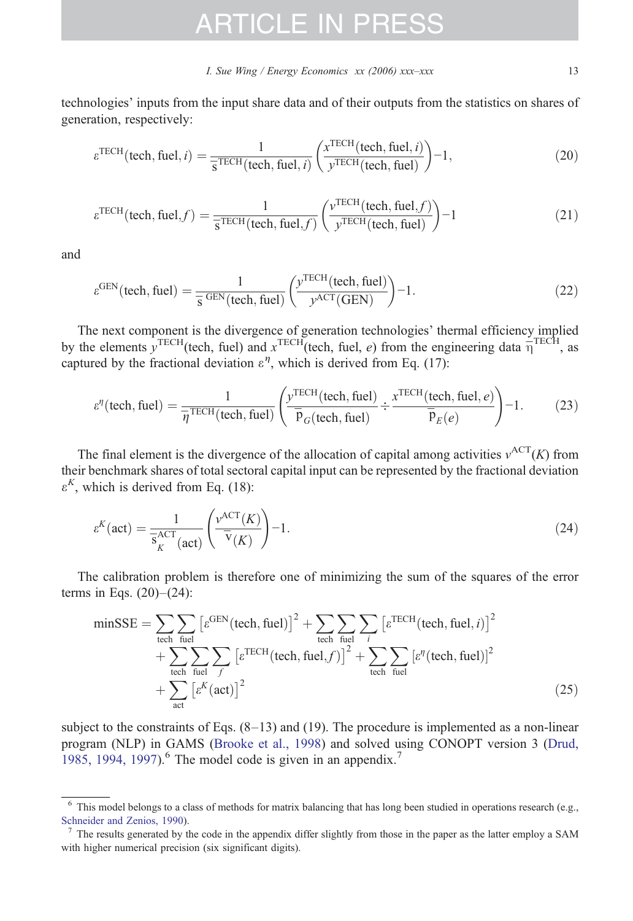technologies' inputs from the input share data and of their outputs from the statistics on shares of generation, respectively:

$$\varepsilon^{\mathrm{TECH}}(\mathrm{tech},\mathrm{fuel},i)=\frac{1}{\overline{\mathrm{s}}^{\mathrm{TECH}}(\mathrm{tech},\mathrm{fuel},i)}\left(\frac{x^{\mathrm{TECH}}(\mathrm{tech},\mathrm{fuel},i)}{y^{\mathrm{TECH}}(\mathrm{tech},\mathrm{fuel})}\right)-1, \tag{20}$$

$$\varepsilon^{\mathrm{TECH}}(\mathrm{tech},\mathrm{fuel},f)=\frac{1}{\overline{\mathrm{s}}^{\mathrm{TECH}}(\mathrm{tech},\mathrm{fuel},f)}\left(\frac{v^{\mathrm{TECH}}(\mathrm{tech},\mathrm{fuel},f)}{y^{\mathrm{TECH}}(\mathrm{tech},\mathrm{fuel})}\right)-1 \tag{21}$$

and

$$\varepsilon^{\mathrm{GEN}}(\mathrm{tech},\mathrm{fuel})=\frac{1}{\overline{\mathrm{s}}^{\mathrm{GEN}}(\mathrm{tech},\mathrm{fuel})}\left(\frac{y^{\mathrm{TECH}}(\mathrm{tech},\mathrm{fuel})}{y^{\mathrm{ACT}}(\mathrm{GEN})}\right)-1. \tag{22}$$

The next component is the divergence of generation technologies' thermal efficiency implied by the elements $y^{\mathrm{TECH}}(\mathrm{tech, fuel})$ and $x^{\mathrm{TECH}}(\mathrm{tech, fuel}, e)$ from the engineering data $\overline{\eta}^{\mathrm{TECH}}$, as captured by the fractional deviation $\varepsilon^{\eta}$, which is derived from Eq. (17):

$$\varepsilon^{\eta}(\mathrm{tech},\mathrm{fuel})=\frac{1}{\overline{\eta}^{\mathrm{TECH}}(\mathrm{tech},\mathrm{fuel})}\left(\frac{y^{\mathrm{TECH}}(\mathrm{tech},\mathrm{fuel})}{\overline{\mathrm{p}}_{G}(\mathrm{tech},\mathrm{fuel})}\div\frac{x^{\mathrm{TECH}}(\mathrm{tech},\mathrm{fuel},e)}{\overline{\mathrm{p}}_{E}(e)}\right)-1. \tag{23}$$

The final element is the divergence of the allocation of capital among activities $v^{\mathrm{ACT}}(K)$ from their benchmark shares of total sectoral capital input can be represented by the fractional deviation $\varepsilon^{K}$, which is derived from Eq. (18):

$$\varepsilon^{K}(\mathrm{act})=\frac{1}{\overline{\mathrm{s}}_{K}^{\mathrm{ACT}}(\mathrm{act})}\left(\frac{v^{\mathrm{ACT}}(K)}{\overline{\mathrm{v}}(K)}\right)-1. \tag{24}$$

The calibration problem is therefore one of minimizing the sum of the squares of the error terms in Eqs. (20)–(24):

$$\begin{aligned}\min\mathrm{SSE}=&\sum_{\mathrm{tech}}\sum_{\mathrm{fuel}}\left[\varepsilon^{\mathrm{GEN}}(\mathrm{tech},\mathrm{fuel})\right]^{2}+\sum_{\mathrm{tech}}\sum_{\mathrm{fuel}}\sum_{i}\left[\varepsilon^{\mathrm{TECH}}(\mathrm{tech},\mathrm{fuel},i)\right]^{2}\\&+\sum_{\mathrm{tech}}\sum_{\mathrm{fuel}}\sum_{f}\left[\varepsilon^{\mathrm{TECH}}(\mathrm{tech},\mathrm{fuel},f)\right]^{2}+\sum_{\mathrm{tech}}\sum_{\mathrm{fuel}}\left[\varepsilon^{\eta}(\mathrm{tech},\mathrm{fuel})\right]^{2}\\&+\sum_{\mathrm{act}}\left[\varepsilon^{K}(\mathrm{act})\right]^{2}\end{aligned} \tag{25}$$

subject to the constraints of Eqs. (8–13) and (19). The procedure is implemented as a non-linear program (NLP) in GAMS (Brooke et al., 1998) and solved using CONOPT version 3 (Drud, 1985, 1994, 1997).[6] The model code is given in an appendix.[7]

---

[6] This model belongs to a class of methods for matrix balancing that has long been studied in operations research (e.g., Schneider and Zenios, 1990).

[7] The results generated by the code in the appendix differ slightly from those in the paper as the latter employ a SAM with higher numerical precision (six significant digits).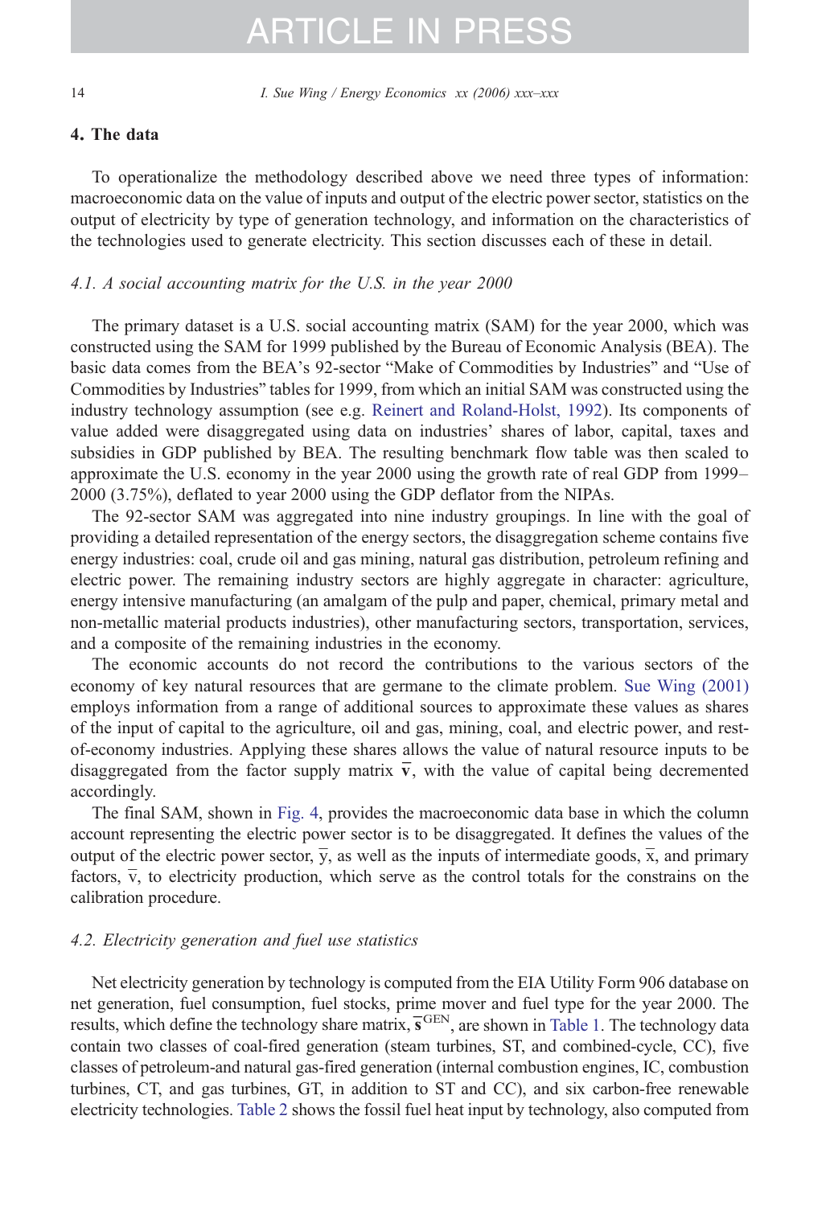## 4. The data

To operationalize the methodology described above we need three types of information: macroeconomic data on the value of inputs and output of the electric power sector, statistics on the output of electricity by type of generation technology, and information on the characteristics of the technologies used to generate electricity. This section discusses each of these in detail.

### 4.1. A social accounting matrix for the U.S. in the year 2000

The primary dataset is a U.S. social accounting matrix (SAM) for the year 2000, which was constructed using the SAM for 1999 published by the Bureau of Economic Analysis (BEA). The basic data comes from the BEA's 92-sector "Make of Commodities by Industries" and "Use of Commodities by Industries" tables for 1999, from which an initial SAM was constructed using the industry technology assumption (see e.g. Reinert and Roland-Holst, 1992). Its components of value added were disaggregated using data on industries' shares of labor, capital, taxes and subsidies in GDP published by BEA. The resulting benchmark flow table was then scaled to approximate the U.S. economy in the year 2000 using the growth rate of real GDP from 1999–2000 (3.75%), deflated to year 2000 using the GDP deflator from the NIPAs.

The 92-sector SAM was aggregated into nine industry groupings. In line with the goal of providing a detailed representation of the energy sectors, the disaggregation scheme contains five energy industries: coal, crude oil and gas mining, natural gas distribution, petroleum refining and electric power. The remaining industry sectors are highly aggregate in character: agriculture, energy intensive manufacturing (an amalgam of the pulp and paper, chemical, primary metal and non-metallic material products industries), other manufacturing sectors, transportation, services, and a composite of the remaining industries in the economy.

The economic accounts do not record the contributions to the various sectors of the economy of key natural resources that are germane to the climate problem. Sue Wing (2001) employs information from a range of additional sources to approximate these values as shares of the input of capital to the agriculture, oil and gas, mining, coal, and electric power, and rest-of-economy industries. Applying these shares allows the value of natural resource inputs to be disaggregated from the factor supply matrix $\overline{\mathbf{v}}$, with the value of capital being decremented accordingly.

The final SAM, shown in Fig. 4, provides the macroeconomic data base in which the column account representing the electric power sector is to be disaggregated. It defines the values of the output of the electric power sector, $\overline{\mathrm{y}}$, as well as the inputs of intermediate goods, $\overline{\mathrm{x}}$, and primary factors, $\overline{\mathrm{v}}$, to electricity production, which serve as the control totals for the constrains on the calibration procedure.

### 4.2. Electricity generation and fuel use statistics

Net electricity generation by technology is computed from the EIA Utility Form 906 database on net generation, fuel consumption, fuel stocks, prime mover and fuel type for the year 2000. The results, which define the technology share matrix, $\overline{\mathbf{s}}^{\mathrm{GEN}}$, are shown in Table 1. The technology data contain two classes of coal-fired generation (steam turbines, ST, and combined-cycle, CC), five classes of petroleum-and natural gas-fired generation (internal combustion engines, IC, combustion turbines, CT, and gas turbines, GT, in addition to ST and CC), and six carbon-free renewable electricity technologies. Table 2 shows the fossil fuel heat input by technology, also computed from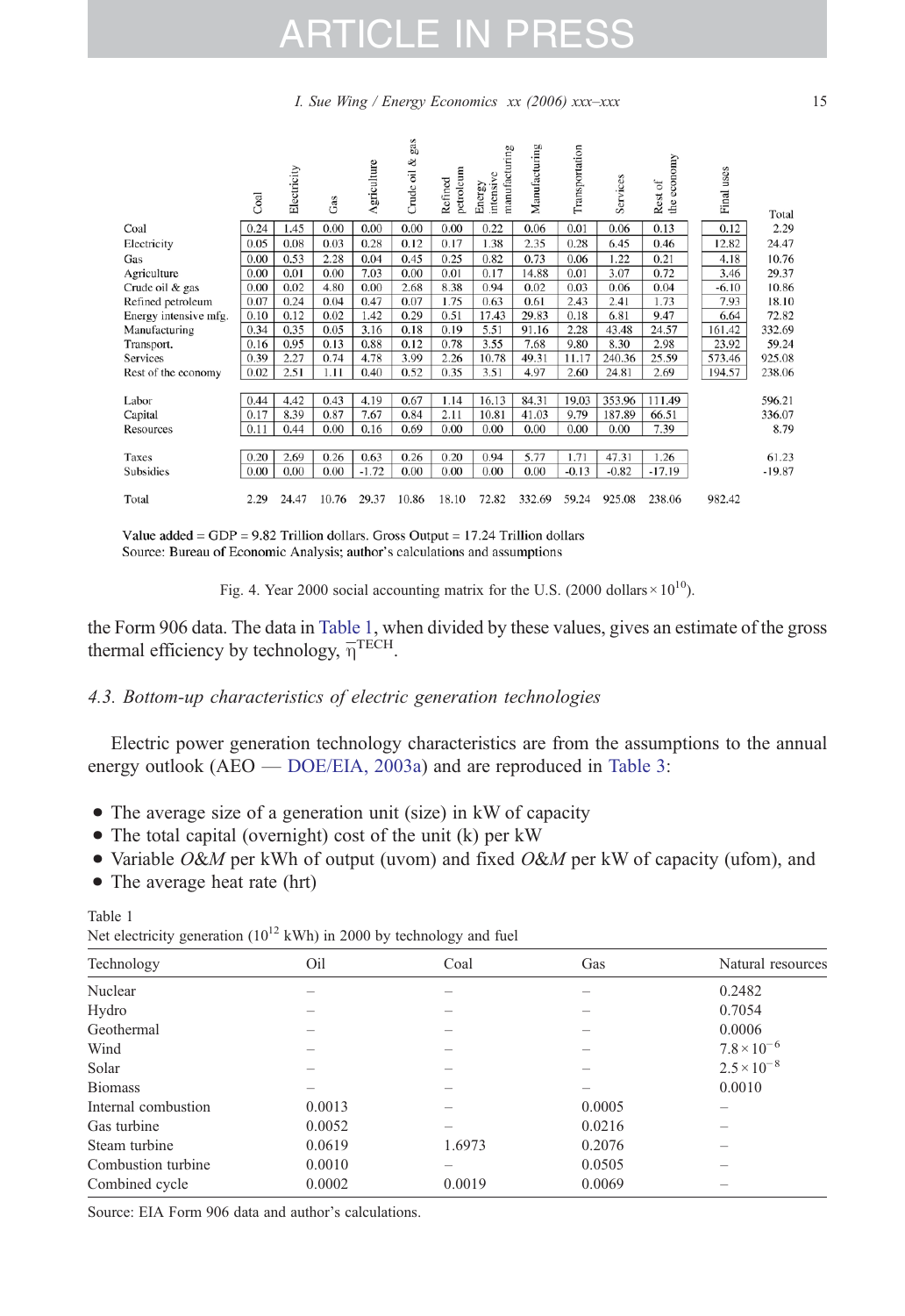|  | Coal | Electricity | Gas | Agriculture | Crude oil & gas | Refined petroleum | Energy intensive manufacturing | Manufacturing | Transportation | Services | Rest of the economy | Final uses | Total |
|---|---|---|---|---|---|---|---|---|---|---|---|---|---|
| Coal | 0.24 | 1.45 | 0.00 | 0.00 | 0.00 | 0.00 | 0.22 | 0.06 | 0.01 | 0.06 | 0.13 | 0.12 | 2.29 |
| Electricity | 0.05 | 0.08 | 0.03 | 0.28 | 0.12 | 0.17 | 1.38 | 2.35 | 0.28 | 6.45 | 0.46 | 12.82 | 24.47 |
| Gas | 0.00 | 0.53 | 2.28 | 0.04 | 0.45 | 0.25 | 0.82 | 0.73 | 0.06 | 1.22 | 0.21 | 4.18 | 10.76 |
| Agriculture | 0.00 | 0.01 | 0.00 | 7.03 | 0.00 | 0.01 | 0.17 | 14.88 | 0.01 | 3.07 | 0.72 | 3.46 | 29.37 |
| Crude oil & gas | 0.00 | 0.02 | 4.80 | 0.00 | 2.68 | 8.38 | 0.94 | 0.02 | 0.03 | 0.06 | 0.04 | -6.10 | 10.86 |
| Refined petroleum | 0.07 | 0.24 | 0.04 | 0.47 | 0.07 | 1.75 | 0.63 | 0.61 | 2.43 | 2.41 | 1.73 | 7.93 | 18.10 |
| Energy intensive mfg. | 0.10 | 0.12 | 0.02 | 1.42 | 0.29 | 0.51 | 17.43 | 29.83 | 0.18 | 6.81 | 9.47 | 6.64 | 72.82 |
| Manufacturing | 0.34 | 0.35 | 0.05 | 3.16 | 0.18 | 0.19 | 5.51 | 91.16 | 2.28 | 43.48 | 24.57 | 161.42 | 332.69 |
| Transport. | 0.16 | 0.95 | 0.13 | 0.88 | 0.12 | 0.78 | 3.55 | 7.68 | 9.80 | 8.30 | 2.98 | 23.92 | 59.24 |
| Services | 0.39 | 2.27 | 0.74 | 4.78 | 3.99 | 2.26 | 10.78 | 49.31 | 11.17 | 240.36 | 25.59 | 573.46 | 925.08 |
| Rest of the economy | 0.02 | 2.51 | 1.11 | 0.40 | 0.52 | 0.35 | 3.51 | 4.97 | 2.60 | 24.81 | 2.69 | 194.57 | 238.06 |
| Labor | 0.44 | 4.42 | 0.43 | 4.19 | 0.67 | 1.14 | 16.13 | 84.31 | 19.03 | 353.96 | 111.49 |  | 596.21 |
| Capital | 0.17 | 8.39 | 0.87 | 7.67 | 0.84 | 2.11 | 10.81 | 41.03 | 9.79 | 187.89 | 66.51 |  | 336.07 |
| Resources | 0.11 | 0.44 | 0.00 | 0.16 | 0.69 | 0.00 | 0.00 | 0.00 | 0.00 | 0.00 | 7.39 |  | 8.79 |
| Taxes | 0.20 | 2.69 | 0.26 | 0.63 | 0.26 | 0.20 | 0.94 | 5.77 | 1.71 | 47.31 | 1.26 |  | 61.23 |
| Subsidies | 0.00 | 0.00 | 0.00 | -1.72 | 0.00 | 0.00 | 0.00 | 0.00 | -0.13 | -0.82 | -17.19 |  | -19.87 |
| Total | 2.29 | 24.47 | 10.76 | 29.37 | 10.86 | 18.10 | 72.82 | 332.69 | 59.24 | 925.08 | 238.06 | 982.42 |  |

Value added = GDP = 9.82 Trillion dollars. Gross Output = 17.24 Trillion dollars
Source: Bureau of Economic Analysis; author's calculations and assumptions

Fig. 4. Year 2000 social accounting matrix for the U.S. (2000 dollars × $10^{10}$).

the Form 906 data. The data in Table 1, when divided by these values, gives an estimate of the gross thermal efficiency by technology, $\overline{\eta}^{\mathrm{TECH}}$.

### 4.3. Bottom-up characteristics of electric generation technologies

Electric power generation technology characteristics are from the assumptions to the annual energy outlook (AEO — DOE/EIA, 2003a) and are reproduced in Table 3:

- The average size of a generation unit (size) in kW of capacity
- The total capital (overnight) cost of the unit (k) per kW
- Variable *O&M* per kWh of output (uvom) and fixed *O&M* per kW of capacity (ufom), and
- The average heat rate (hrt)

Table 1
Net electricity generation ($10^{12}$ kWh) in 2000 by technology and fuel

| Technology | Oil | Coal | Gas | Natural resources |
|---|---|---|---|---|
| Nuclear | – | – | – | 0.2482 |
| Hydro | – | – | – | 0.7054 |
| Geothermal | – | – | – | 0.0006 |
| Wind | – | – | – | $7.8\times10^{-6}$ |
| Solar | – | – | – | $2.5\times10^{-8}$ |
| Biomass | – | – | – | 0.0010 |
| Internal combustion | 0.0013 | – | 0.0005 | – |
| Gas turbine | 0.0052 | – | 0.0216 | – |
| Steam turbine | 0.0619 | 1.6973 | 0.2076 | – |
| Combustion turbine | 0.0010 | – | 0.0505 | – |
| Combined cycle | 0.0002 | 0.0019 | 0.0069 | – |

Source: EIA Form 906 data and author's calculations.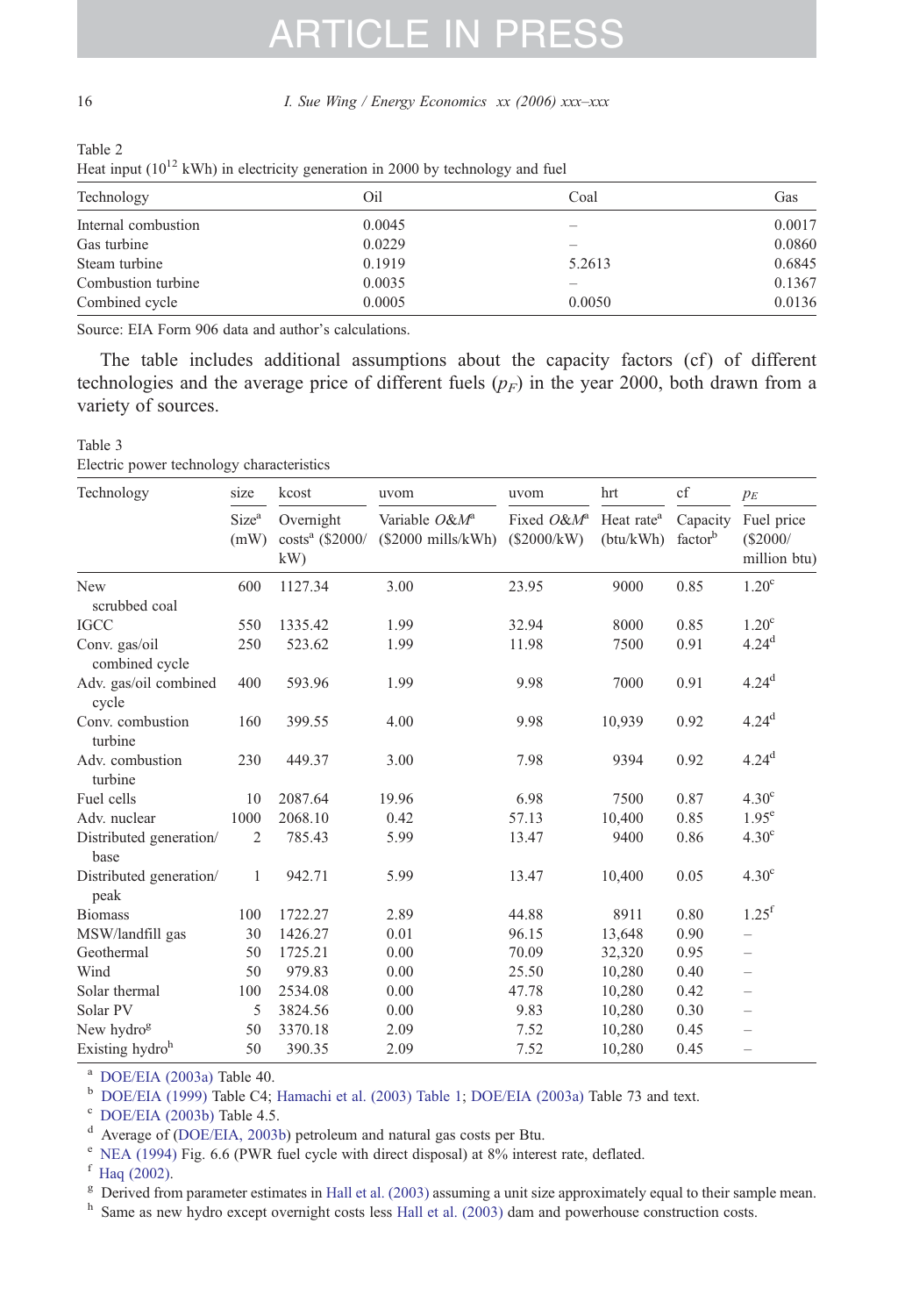Table 2
Heat input ($10^{12}$ kWh) in electricity generation in 2000 by technology and fuel

| Technology | Oil | Coal | Gas |
|---|---|---|---|
| Internal combustion | 0.0045 | – | 0.0017 |
| Gas turbine | 0.0229 | – | 0.0860 |
| Steam turbine | 0.1919 | 5.2613 | 0.6845 |
| Combustion turbine | 0.0035 | – | 0.1367 |
| Combined cycle | 0.0005 | 0.0050 | 0.0136 |

Source: EIA Form 906 data and author's calculations.

The table includes additional assumptions about the capacity factors (cf) of different technologies and the average price of different fuels ($p_F$) in the year 2000, both drawn from a variety of sources.

Table 3
Electric power technology characteristics

| Technology | size | kcost | uvom | uvom | hrt | cf | $p_E$ |
|---|---|---|---|---|---|---|---|
| | Size[a] (mW) | Overnight costs[a] ($2000/ kW) | Variable *O&M*[a] ($2000 mills/kWh) | Fixed *O&M*[a] ($2000/kW) | Heat rate[a] (btu/kWh) | Capacity factor[b] | Fuel price ($2000/ million btu) |
| New scrubbed coal | 600 | 1127.34 | 3.00 | 23.95 | 9000 | 0.85 | 1.20[c] |
| IGCC | 550 | 1335.42 | 1.99 | 32.94 | 8000 | 0.85 | 1.20[c] |
| Conv. gas/oil combined cycle | 250 | 523.62 | 1.99 | 11.98 | 7500 | 0.91 | 4.24[d] |
| Adv. gas/oil combined cycle | 400 | 593.96 | 1.99 | 9.98 | 7000 | 0.91 | 4.24[d] |
| Conv. combustion turbine | 160 | 399.55 | 4.00 | 9.98 | 10,939 | 0.92 | 4.24[d] |
| Adv. combustion turbine | 230 | 449.37 | 3.00 | 7.98 | 9394 | 0.92 | 4.24[d] |
| Fuel cells | 10 | 2087.64 | 19.96 | 6.98 | 7500 | 0.87 | 4.30[c] |
| Adv. nuclear | 1000 | 2068.10 | 0.42 | 57.13 | 10,400 | 0.85 | 1.95[e] |
| Distributed generation/ base | 2 | 785.43 | 5.99 | 13.47 | 9400 | 0.86 | 4.30[c] |
| Distributed generation/ peak | 1 | 942.71 | 5.99 | 13.47 | 10,400 | 0.05 | 4.30[c] |
| Biomass | 100 | 1722.27 | 2.89 | 44.88 | 8911 | 0.80 | 1.25[f] |
| MSW/landfill gas | 30 | 1426.27 | 0.01 | 96.15 | 13,648 | 0.90 | – |
| Geothermal | 50 | 1725.21 | 0.00 | 70.09 | 32,320 | 0.95 | – |
| Wind | 50 | 979.83 | 0.00 | 25.50 | 10,280 | 0.40 | – |
| Solar thermal | 100 | 2534.08 | 0.00 | 47.78 | 10,280 | 0.42 | – |
| Solar PV | 5 | 3824.56 | 0.00 | 9.83 | 10,280 | 0.30 | – |
| New hydro[g] | 50 | 3370.18 | 2.09 | 7.52 | 10,280 | 0.45 | – |
| Existing hydro[h] | 50 | 390.35 | 2.09 | 7.52 | 10,280 | 0.45 | – |

[a] DOE/EIA (2003a) Table 40.
[b] DOE/EIA (1999) Table C4; Hamachi et al. (2003) Table 1; DOE/EIA (2003a) Table 73 and text.
[c] DOE/EIA (2003b) Table 4.5.
[d] Average of (DOE/EIA, 2003b) petroleum and natural gas costs per Btu.
[e] NEA (1994) Fig. 6.6 (PWR fuel cycle with direct disposal) at 8% interest rate, deflated.
[f] Haq (2002).
[g] Derived from parameter estimates in Hall et al. (2003) assuming a unit size approximately equal to their sample mean.
[h] Same as new hydro except overnight costs less Hall et al. (2003) dam and powerhouse construction costs.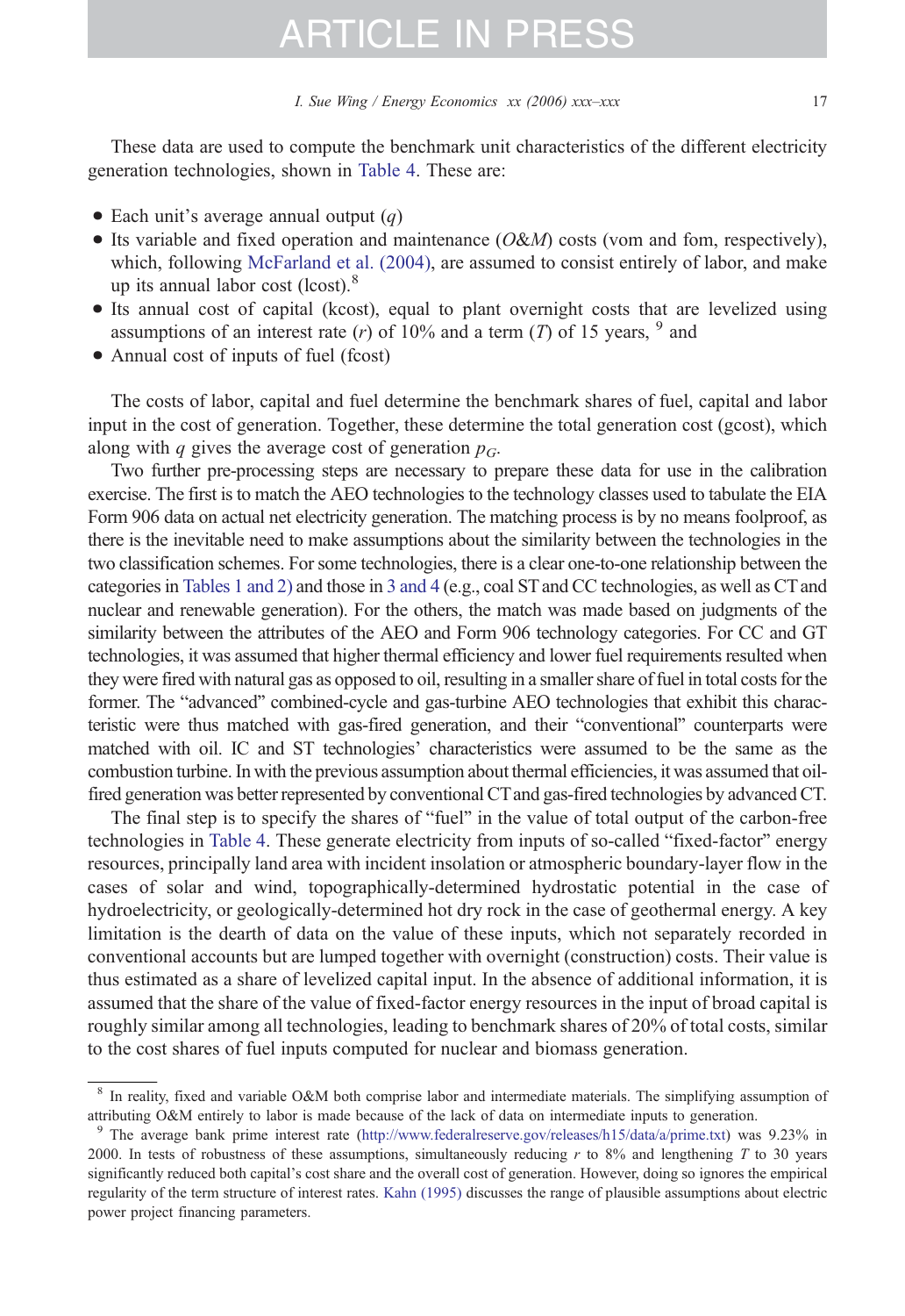These data are used to compute the benchmark unit characteristics of the different electricity generation technologies, shown in Table 4. These are:

- Each unit's average annual output ($q$)
- Its variable and fixed operation and maintenance (*O&M*) costs (vom and fom, respectively), which, following McFarland et al. (2004), are assumed to consist entirely of labor, and make up its annual labor cost (lcost).[8]
- Its annual cost of capital (kcost), equal to plant overnight costs that are levelized using assumptions of an interest rate ($r$) of 10% and a term ($T$) of 15 years, [9] and
- Annual cost of inputs of fuel (fcost)

The costs of labor, capital and fuel determine the benchmark shares of fuel, capital and labor input in the cost of generation. Together, these determine the total generation cost (gcost), which along with $q$ gives the average cost of generation $p_G$.

Two further pre-processing steps are necessary to prepare these data for use in the calibration exercise. The first is to match the AEO technologies to the technology classes used to tabulate the EIA Form 906 data on actual net electricity generation. The matching process is by no means foolproof, as there is the inevitable need to make assumptions about the similarity between the technologies in the two classification schemes. For some technologies, there is a clear one-to-one relationship between the categories in Tables 1 and 2) and those in 3 and 4 (e.g., coal ST and CC technologies, as well as CT and nuclear and renewable generation). For the others, the match was made based on judgments of the similarity between the attributes of the AEO and Form 906 technology categories. For CC and GT technologies, it was assumed that higher thermal efficiency and lower fuel requirements resulted when they were fired with natural gas as opposed to oil, resulting in a smaller share of fuel in total costs for the former. The "advanced" combined-cycle and gas-turbine AEO technologies that exhibit this characteristic were thus matched with gas-fired generation, and their "conventional" counterparts were matched with oil. IC and ST technologies' characteristics were assumed to be the same as the combustion turbine. In with the previous assumption about thermal efficiencies, it was assumed that oil-fired generation was better represented by conventional CT and gas-fired technologies by advanced CT.

The final step is to specify the shares of "fuel" in the value of total output of the carbon-free technologies in Table 4. These generate electricity from inputs of so-called "fixed-factor" energy resources, principally land area with incident insolation or atmospheric boundary-layer flow in the cases of solar and wind, topographically-determined hydrostatic potential in the case of hydroelectricity, or geologically-determined hot dry rock in the case of geothermal energy. A key limitation is the dearth of data on the value of these inputs, which not separately recorded in conventional accounts but are lumped together with overnight (construction) costs. Their value is thus estimated as a share of levelized capital input. In the absence of additional information, it is assumed that the share of the value of fixed-factor energy resources in the input of broad capital is roughly similar among all technologies, leading to benchmark shares of 20% of total costs, similar to the cost shares of fuel inputs computed for nuclear and biomass generation.

---

[8] In reality, fixed and variable O&M both comprise labor and intermediate materials. The simplifying assumption of attributing O&M entirely to labor is made because of the lack of data on intermediate inputs to generation.

[9] The average bank prime interest rate (http://www.federalreserve.gov/releases/h15/data/a/prime.txt) was 9.23% in 2000. In tests of robustness of these assumptions, simultaneously reducing $r$ to 8% and lengthening $T$ to 30 years significantly reduced both capital's cost share and the overall cost of generation. However, doing so ignores the empirical regularity of the term structure of interest rates. Kahn (1995) discusses the range of plausible assumptions about electric power project financing parameters.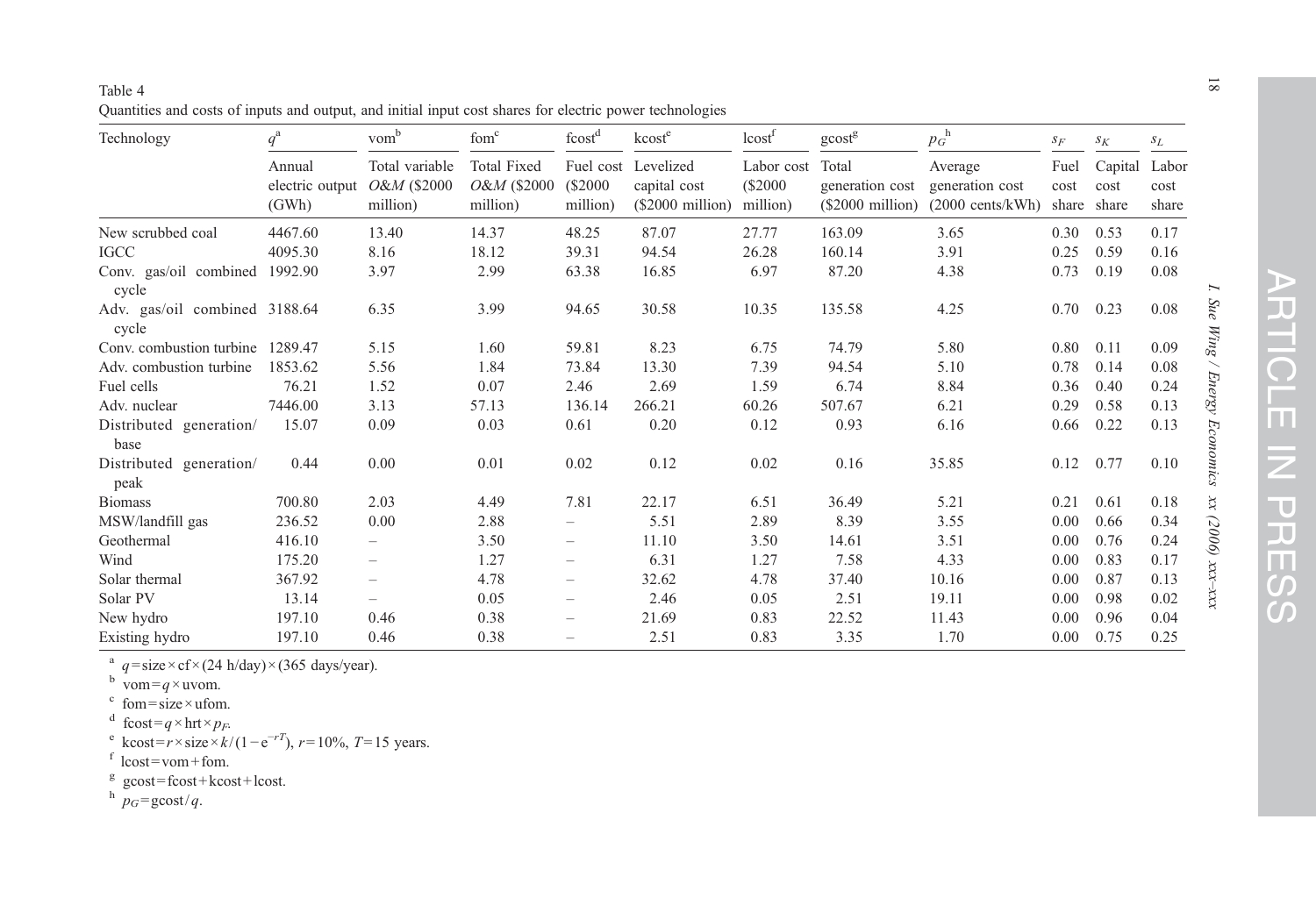Table 4

Quantities and costs of inputs and output, and initial input cost shares for electric power technologies

| Technology | $q$[a] | vom[b] | fom[c] | fcost[d] | kcost[e] | lcost[f] | gcost[g] | $p_G$[h] | $s_F$ | $s_K$ | $s_L$ |
|---|---|---|---|---|---|---|---|---|---|---|---|
| | Annual electric output (GWh) | Total variable *O&M* ($2000 million) | Total Fixed *O&M* ($2000 million) | Fuel cost ($2000 million) | Levelized capital cost ($2000 million) | Labor cost ($2000 million) | Total generation cost ($2000 million) | Average generation cost (2000 cents/kWh) | Fuel cost share | Capital cost share | Labor cost share |
| New scrubbed coal | 4467.60 | 13.40 | 14.37 | 48.25 | 87.07 | 27.77 | 163.09 | 3.65 | 0.30 | 0.53 | 0.17 |
| IGCC | 4095.30 | 8.16 | 18.12 | 39.31 | 94.54 | 26.28 | 160.14 | 3.91 | 0.25 | 0.59 | 0.16 |
| Conv. gas/oil combined cycle | 1992.90 | 3.97 | 2.99 | 63.38 | 16.85 | 6.97 | 87.20 | 4.38 | 0.73 | 0.19 | 0.08 |
| Adv. gas/oil combined cycle | 3188.64 | 6.35 | 3.99 | 94.65 | 30.58 | 10.35 | 135.58 | 4.25 | 0.70 | 0.23 | 0.08 |
| Conv. combustion turbine | 1289.47 | 5.15 | 1.60 | 59.81 | 8.23 | 6.75 | 74.79 | 5.80 | 0.80 | 0.11 | 0.09 |
| Adv. combustion turbine | 1853.62 | 5.56 | 1.84 | 73.84 | 13.30 | 7.39 | 94.54 | 5.10 | 0.78 | 0.14 | 0.08 |
| Fuel cells | 76.21 | 1.52 | 0.07 | 2.46 | 2.69 | 1.59 | 6.74 | 8.84 | 0.36 | 0.40 | 0.24 |
| Adv. nuclear | 7446.00 | 3.13 | 57.13 | 136.14 | 266.21 | 60.26 | 507.67 | 6.21 | 0.29 | 0.58 | 0.13 |
| Distributed generation/base | 15.07 | 0.09 | 0.03 | 0.61 | 0.20 | 0.12 | 0.93 | 6.16 | 0.66 | 0.22 | 0.13 |
| Distributed generation/peak | 0.44 | 0.00 | 0.01 | 0.02 | 0.12 | 0.02 | 0.16 | 35.85 | 0.12 | 0.77 | 0.10 |
| Biomass | 700.80 | 2.03 | 4.49 | 7.81 | 22.17 | 6.51 | 36.49 | 5.21 | 0.21 | 0.61 | 0.18 |
| MSW/landfill gas | 236.52 | 0.00 | 2.88 | – | 5.51 | 2.89 | 8.39 | 3.55 | 0.00 | 0.66 | 0.34 |
| Geothermal | 416.10 | – | 3.50 | – | 11.10 | 3.50 | 14.61 | 3.51 | 0.00 | 0.76 | 0.24 |
| Wind | 175.20 | – | 1.27 | – | 6.31 | 1.27 | 7.58 | 4.33 | 0.00 | 0.83 | 0.17 |
| Solar thermal | 367.92 | – | 4.78 | – | 32.62 | 4.78 | 37.40 | 10.16 | 0.00 | 0.87 | 0.13 |
| Solar PV | 13.14 | – | 0.05 | – | 2.46 | 0.05 | 2.51 | 19.11 | 0.00 | 0.98 | 0.02 |
| New hydro | 197.10 | 0.46 | 0.38 | – | 21.69 | 0.83 | 22.52 | 11.43 | 0.00 | 0.96 | 0.04 |
| Existing hydro | 197.10 | 0.46 | 0.38 | – | 2.51 | 0.83 | 3.35 | 1.70 | 0.00 | 0.75 | 0.25 |

[a] $q = \text{size} \times \text{cf} \times (24\ \text{h/day}) \times (365\ \text{days/year})$.

[b] $\text{vom} = q \times \text{uvom}$.

[c] $\text{fom} = \text{size} \times \text{ufom}$.

[d] $\text{fcost} = q \times \text{hrt} \times p_F$.

[e] $\text{kcost} = r \times \text{size} \times k / (1 - e^{-rT})$, $r = 10\%$, $T = 15$ years.

[f] $\text{lcost} = \text{vom} + \text{fom}$.

[g] $\text{gcost} = \text{fcost} + \text{kcost} + \text{lcost}$.

[h] $p_G = \text{gcost}/q$.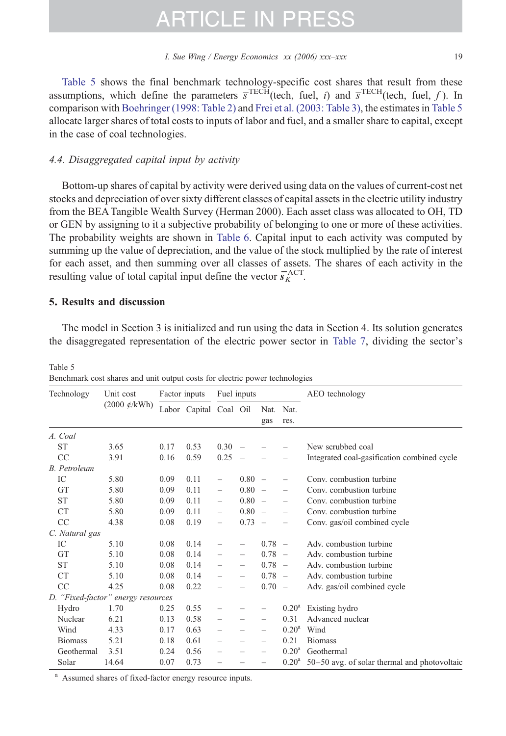Table 5 shows the final benchmark technology-specific cost shares that result from these assumptions, which define the parameters $\bar{s}^{\text{TECH}}(\text{tech, fuel, } i)$ and $\bar{s}^{\text{TECH}}(\text{tech, fuel, } f)$. In comparison with Boehringer (1998: Table 2) and Frei et al. (2003: Table 3), the estimates in Table 5 allocate larger shares of total costs to inputs of labor and fuel, and a smaller share to capital, except in the case of coal technologies.

### *4.4. Disaggregated capital input by activity*

Bottom-up shares of capital by activity were derived using data on the values of current-cost net stocks and depreciation of over sixty different classes of capital assets in the electric utility industry from the BEA Tangible Wealth Survey (Herman 2000). Each asset class was allocated to OH, TD or GEN by assigning to it a subjective probability of belonging to one or more of these activities. The probability weights are shown in Table 6. Capital input to each activity was computed by summing up the value of depreciation, and the value of the stock multiplied by the rate of interest for each asset, and then summing over all classes of assets. The shares of each activity in the resulting value of total capital input define the vector $\bar{\mathbf{s}}_K^{\text{ACT}}$.

## 5. Results and discussion

The model in Section 3 is initialized and run using the data in Section 4. Its solution generates the disaggregated representation of the electric power sector in Table 7, dividing the sector's

Table 5
Benchmark cost shares and unit output costs for electric power technologies

| Technology | Unit cost (2000 ¢/kWh) | Factor inputs | | Fuel inputs | | | | AEO technology |
|---|---|---|---|---|---|---|---|---|
| | | Labor | Capital | Coal | Oil | Nat. gas | Nat. res. | |
| *A. Coal* | | | | | | | | |
| ST | 3.65 | 0.17 | 0.53 | 0.30 | – | – | – | New scrubbed coal |
| CC | 3.91 | 0.16 | 0.59 | 0.25 | – | – | – | Integrated coal-gasification combined cycle |
| *B. Petroleum* | | | | | | | | |
| IC | 5.80 | 0.09 | 0.11 | – | 0.80 | – | – | Conv. combustion turbine |
| GT | 5.80 | 0.09 | 0.11 | – | 0.80 | – | – | Conv. combustion turbine |
| ST | 5.80 | 0.09 | 0.11 | – | 0.80 | – | – | Conv. combustion turbine |
| CT | 5.80 | 0.09 | 0.11 | – | 0.80 | – | – | Conv. combustion turbine |
| CC | 4.38 | 0.08 | 0.19 | – | 0.73 | – | – | Conv. gas/oil combined cycle |
| *C. Natural gas* | | | | | | | | |
| IC | 5.10 | 0.08 | 0.14 | – | – | 0.78 | – | Adv. combustion turbine |
| GT | 5.10 | 0.08 | 0.14 | – | – | 0.78 | – | Adv. combustion turbine |
| ST | 5.10 | 0.08 | 0.14 | – | – | 0.78 | – | Adv. combustion turbine |
| CT | 5.10 | 0.08 | 0.14 | – | – | 0.78 | – | Adv. combustion turbine |
| CC | 4.25 | 0.08 | 0.22 | – | – | 0.70 | – | Adv. gas/oil combined cycle |
| *D. "Fixed-factor" energy resources* | | | | | | | | |
| Hydro | 1.70 | 0.25 | 0.55 | – | – | – | 0.20[a] | Existing hydro |
| Nuclear | 6.21 | 0.13 | 0.58 | – | – | – | 0.31 | Advanced nuclear |
| Wind | 4.33 | 0.17 | 0.63 | – | – | – | 0.20[a] | Wind |
| Biomass | 5.21 | 0.18 | 0.61 | – | – | – | 0.21 | Biomass |
| Geothermal | 3.51 | 0.24 | 0.56 | – | – | – | 0.20[a] | Geothermal |
| Solar | 14.64 | 0.07 | 0.73 | – | – | – | 0.20[a] | 50–50 avg. of solar thermal and photovoltaic |

[a] Assumed shares of fixed-factor energy resource inputs.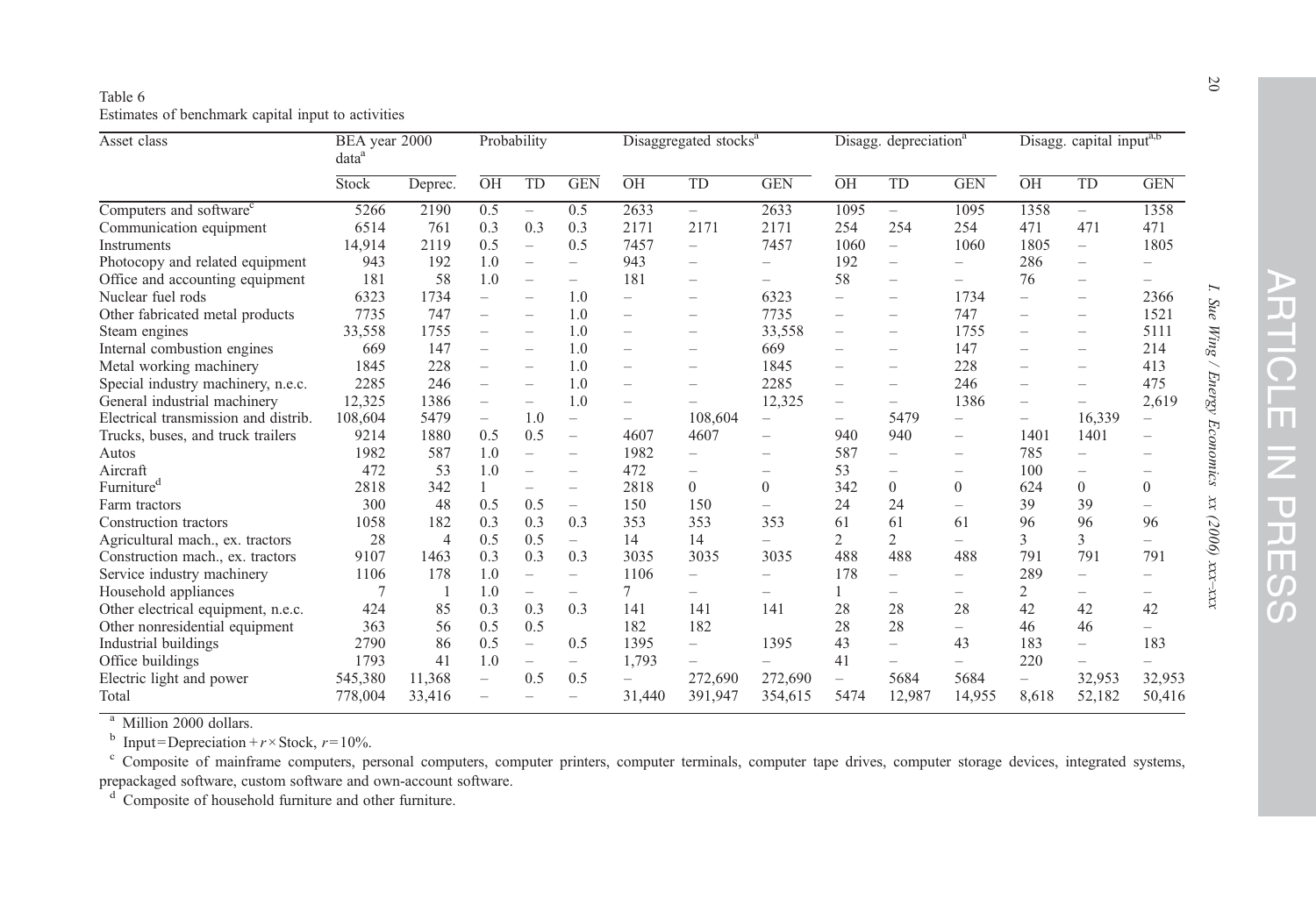Table 6
Estimates of benchmark capital input to activities

| Asset class | BEA year 2000 data[a] | | Probability | | | Disaggregated stocks[a] | | | Disagg. depreciation[a] | | | Disagg. capital input[a,b] | | |
|---|---|---|---|---|---|---|---|---|---|---|---|---|---|---|
| | Stock | Deprec. | OH | TD | GEN | OH | TD | GEN | OH | TD | GEN | OH | TD | GEN |
| Computers and software[c] | 5266 | 2190 | 0.5 | – | 0.5 | 2633 | – | 2633 | 1095 | – | 1095 | 1358 | – | 1358 |
| Communication equipment | 6514 | 761 | 0.3 | 0.3 | 0.3 | 2171 | 2171 | 2171 | 254 | 254 | 254 | 471 | 471 | 471 |
| Instruments | 14,914 | 2119 | 0.5 | – | 0.5 | 7457 | – | 7457 | 1060 | – | 1060 | 1805 | – | 1805 |
| Photocopy and related equipment | 943 | 192 | 1.0 | – | – | 943 | – | – | 192 | – | – | 286 | – | – |
| Office and accounting equipment | 181 | 58 | 1.0 | – | – | 181 | – | – | 58 | – | – | 76 | – | – |
| Nuclear fuel rods | 6323 | 1734 | – | – | 1.0 | – | – | 6323 | – | – | 1734 | – | – | 2366 |
| Other fabricated metal products | 7735 | 747 | – | – | 1.0 | – | – | 7735 | – | – | 747 | – | – | 1521 |
| Steam engines | 33,558 | 1755 | – | – | 1.0 | – | – | 33,558 | – | – | 1755 | – | – | 5111 |
| Internal combustion engines | 669 | 147 | – | – | 1.0 | – | – | 669 | – | – | 147 | – | – | 214 |
| Metal working machinery | 1845 | 228 | – | – | 1.0 | – | – | 1845 | – | – | 228 | – | – | 413 |
| Special industry machinery, n.e.c. | 2285 | 246 | – | – | 1.0 | – | – | 2285 | – | – | 246 | – | – | 475 |
| General industrial machinery | 12,325 | 1386 | – | – | 1.0 | – | – | 12,325 | – | – | 1386 | – | – | 2,619 |
| Electrical transmission and distrib. | 108,604 | 5479 | – | 1.0 | – | – | 108,604 | – | – | 5479 | – | – | 16,339 | – |
| Trucks, buses, and truck trailers | 9214 | 1880 | 0.5 | 0.5 | – | 4607 | 4607 | – | 940 | 940 | – | 1401 | 1401 | – |
| Autos | 1982 | 587 | 1.0 | – | – | 1982 | – | – | 587 | – | – | 785 | – | – |
| Aircraft | 472 | 53 | 1.0 | – | – | 472 | – | – | 53 | – | – | 100 | – | – |
| Furniture[d] | 2818 | 342 | 1 | – | – | 2818 | 0 | 0 | 342 | 0 | 0 | 624 | 0 | 0 |
| Farm tractors | 300 | 48 | 0.5 | 0.5 | – | 150 | 150 | – | 24 | 24 | – | 39 | 39 | – |
| Construction tractors | 1058 | 182 | 0.3 | 0.3 | 0.3 | 353 | 353 | 353 | 61 | 61 | 61 | 96 | 96 | 96 |
| Agricultural mach., ex. tractors | 28 | 4 | 0.5 | 0.5 | – | 14 | 14 | – | 2 | 2 | – | 3 | 3 | – |
| Construction mach., ex. tractors | 9107 | 1463 | 0.3 | 0.3 | 0.3 | 3035 | 3035 | 3035 | 488 | 488 | 488 | 791 | 791 | 791 |
| Service industry machinery | 1106 | 178 | 1.0 | – | – | 1106 | – | – | 178 | – | – | 289 | – | – |
| Household appliances | 7 | 1 | 1.0 | – | – | 7 | – | – | 1 | – | – | 2 | – | – |
| Other electrical equipment, n.e.c. | 424 | 85 | 0.3 | 0.3 | 0.3 | 141 | 141 | 141 | 28 | 28 | 28 | 42 | 42 | 42 |
| Other nonresidential equipment | 363 | 56 | 0.5 | 0.5 | | 182 | 182 | | 28 | 28 | – | 46 | 46 | – |
| Industrial buildings | 2790 | 86 | 0.5 | – | 0.5 | 1395 | – | 1395 | 43 | – | 43 | 183 | – | 183 |
| Office buildings | 1793 | 41 | 1.0 | – | – | 1,793 | – | – | 41 | – | – | 220 | – | – |
| Electric light and power | 545,380 | 11,368 | – | 0.5 | 0.5 | – | 272,690 | 272,690 | – | 5684 | 5684 | – | 32,953 | 32,953 |
| Total | 778,004 | 33,416 | – | – | – | 31,440 | 391,947 | 354,615 | 5474 | 12,987 | 14,955 | 8,618 | 52,182 | 50,416 |

[a] Million 2000 dollars.

[b] Input = Depreciation + $r \times$ Stock, $r = 10\%$.

[c] Composite of mainframe computers, personal computers, computer printers, computer terminals, computer tape drives, computer storage devices, integrated systems, prepackaged software, custom software and own-account software.

[d] Composite of household furniture and other furniture.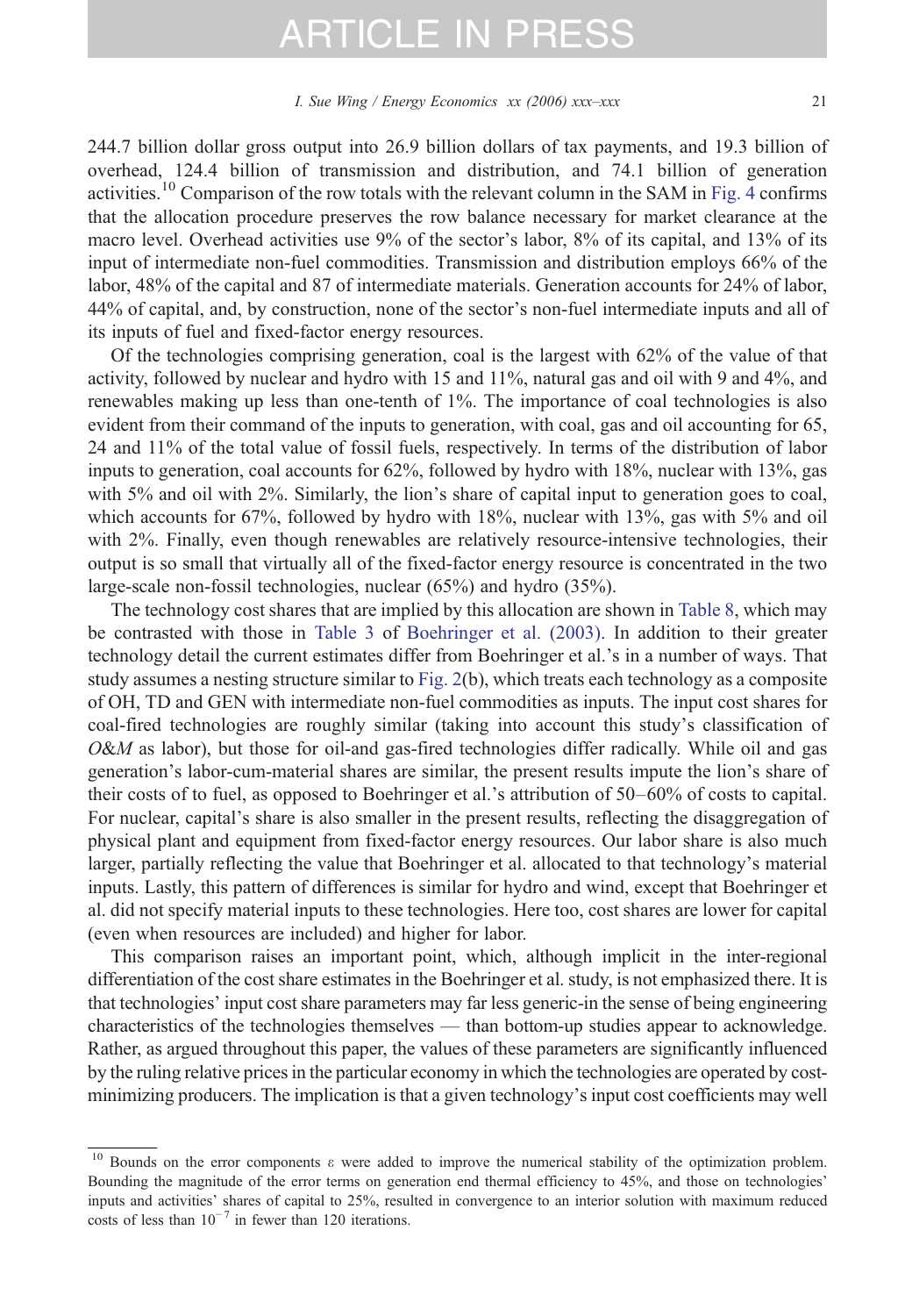244.7 billion dollar gross output into 26.9 billion dollars of tax payments, and 19.3 billion of overhead, 124.4 billion of transmission and distribution, and 74.1 billion of generation activities.[10] Comparison of the row totals with the relevant column in the SAM in Fig. 4 confirms that the allocation procedure preserves the row balance necessary for market clearance at the macro level. Overhead activities use 9% of the sector's labor, 8% of its capital, and 13% of its input of intermediate non-fuel commodities. Transmission and distribution employs 66% of the labor, 48% of the capital and 87 of intermediate materials. Generation accounts for 24% of labor, 44% of capital, and, by construction, none of the sector's non-fuel intermediate inputs and all of its inputs of fuel and fixed-factor energy resources.

Of the technologies comprising generation, coal is the largest with 62% of the value of that activity, followed by nuclear and hydro with 15 and 11%, natural gas and oil with 9 and 4%, and renewables making up less than one-tenth of 1%. The importance of coal technologies is also evident from their command of the inputs to generation, with coal, gas and oil accounting for 65, 24 and 11% of the total value of fossil fuels, respectively. In terms of the distribution of labor inputs to generation, coal accounts for 62%, followed by hydro with 18%, nuclear with 13%, gas with 5% and oil with 2%. Similarly, the lion's share of capital input to generation goes to coal, which accounts for 67%, followed by hydro with 18%, nuclear with 13%, gas with 5% and oil with 2%. Finally, even though renewables are relatively resource-intensive technologies, their output is so small that virtually all of the fixed-factor energy resource is concentrated in the two large-scale non-fossil technologies, nuclear (65%) and hydro (35%).

The technology cost shares that are implied by this allocation are shown in Table 8, which may be contrasted with those in Table 3 of Boehringer et al. (2003). In addition to their greater technology detail the current estimates differ from Boehringer et al.'s in a number of ways. That study assumes a nesting structure similar to Fig. 2(b), which treats each technology as a composite of OH, TD and GEN with intermediate non-fuel commodities as inputs. The input cost shares for coal-fired technologies are roughly similar (taking into account this study's classification of *O&M* as labor), but those for oil-and gas-fired technologies differ radically. While oil and gas generation's labor-cum-material shares are similar, the present results impute the lion's share of their costs of to fuel, as opposed to Boehringer et al.'s attribution of 50–60% of costs to capital. For nuclear, capital's share is also smaller in the present results, reflecting the disaggregation of physical plant and equipment from fixed-factor energy resources. Our labor share is also much larger, partially reflecting the value that Boehringer et al. allocated to that technology's material inputs. Lastly, this pattern of differences is similar for hydro and wind, except that Boehringer et al. did not specify material inputs to these technologies. Here too, cost shares are lower for capital (even when resources are included) and higher for labor.

This comparison raises an important point, which, although implicit in the inter-regional differentiation of the cost share estimates in the Boehringer et al. study, is not emphasized there. It is that technologies' input cost share parameters may far less generic-in the sense of being engineering characteristics of the technologies themselves — than bottom-up studies appear to acknowledge. Rather, as argued throughout this paper, the values of these parameters are significantly influenced by the ruling relative prices in the particular economy in which the technologies are operated by cost-minimizing producers. The implication is that a given technology's input cost coefficients may well

[10] Bounds on the error components $\varepsilon$ were added to improve the numerical stability of the optimization problem. Bounding the magnitude of the error terms on generation end thermal efficiency to 45%, and those on technologies' inputs and activities' shares of capital to 25%, resulted in convergence to an interior solution with maximum reduced costs of less than $10^{-7}$ in fewer than 120 iterations.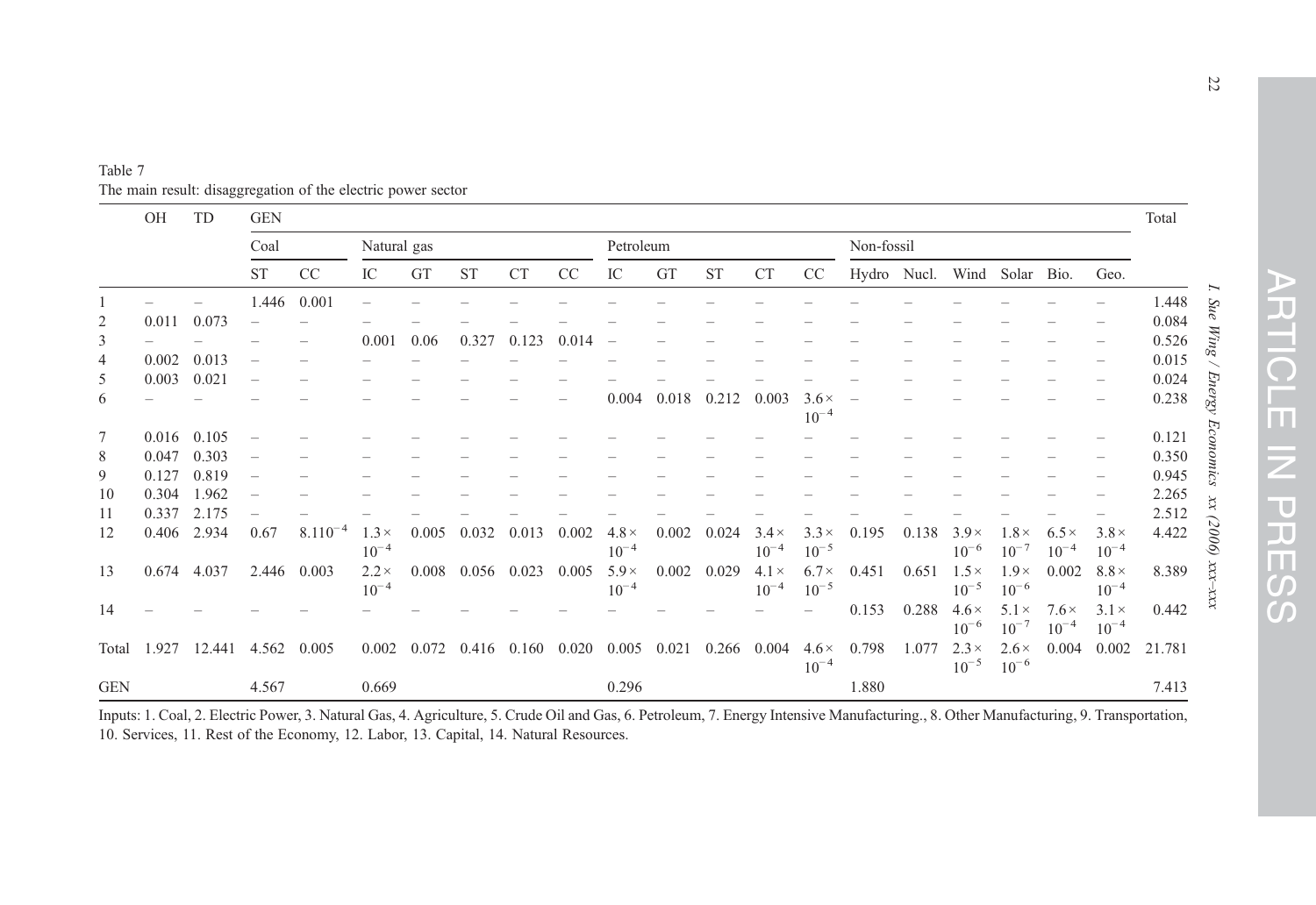Table 7
The main result: disaggregation of the electric power sector

| | OH | TD | GEN | | | | | | | | | | | | | | | | | | | | Total |
|---|---|---|---|---|---|---|---|---|---|---|---|---|---|---|---|---|---|---|---|---|---|---|---|
| | | | Coal | | Natural gas | | | | | Petroleum | | | | | Non-fossil | | | | | | | | |
| | | | ST | CC | IC | GT | ST | CT | CC | IC | GT | ST | CT | CC | Hydro | Nucl. | Wind | Solar | Bio. | Geo. | | | |
| 1 | – | – | 1.446 | 0.001 | – | – | – | – | – | – | – | – | – | – | – | – | – | – | – | – | | | 1.448 |
| 2 | 0.011 | 0.073 | – | – | – | – | – | – | – | – | – | – | – | – | – | – | – | – | – | – | | | 0.084 |
| 3 | – | – | – | – | 0.001 | 0.06 | 0.327 | 0.123 | 0.014 | – | – | – | – | – | – | – | – | – | – | – | | | 0.526 |
| 4 | 0.002 | 0.013 | – | – | – | – | – | – | – | – | – | – | – | – | – | – | – | – | – | – | | | 0.015 |
| 5 | 0.003 | 0.021 | – | – | – | – | – | – | – | – | – | – | – | – | – | – | – | – | – | – | | | 0.024 |
| 6 | – | – | – | – | – | – | – | – | – | 0.004 | 0.018 | 0.212 | 0.003 | $3.6\times10^{-4}$ | – | – | – | – | – | – | | | 0.238 |
| 7 | 0.016 | 0.105 | – | – | – | – | – | – | – | – | – | – | – | – | – | – | – | – | – | – | | | 0.121 |
| 8 | 0.047 | 0.303 | – | – | – | – | – | – | – | – | – | – | – | – | – | – | – | – | – | – | | | 0.350 |
| 9 | 0.127 | 0.819 | – | – | – | – | – | – | – | – | – | – | – | – | – | – | – | – | – | – | | | 0.945 |
| 10 | 0.304 | 1.962 | – | – | – | – | – | – | – | – | – | – | – | – | – | – | – | – | – | – | | | 2.265 |
| 11 | 0.337 | 2.175 | – | – | – | – | – | – | – | – | – | – | – | – | – | – | – | – | – | – | | | 2.512 |
| 12 | 0.406 | 2.934 | 0.67 | $8.1\cdot10^{-4}$ | $1.3\times10^{-4}$ | 0.005 | 0.032 | 0.013 | 0.002 | $4.8\times10^{-4}$ | 0.002 | 0.024 | $3.4\times10^{-4}$ | $3.3\times10^{-5}$ | 0.195 | 0.138 | $3.9\times10^{-6}$ | $1.8\times10^{-7}$ | $6.5\times10^{-4}$ | $3.8\times10^{-4}$ | | | 4.422 |
| 13 | 0.674 | 4.037 | 2.446 | 0.003 | $2.2\times10^{-4}$ | 0.008 | 0.056 | 0.023 | 0.005 | $5.9\times10^{-4}$ | 0.002 | 0.029 | $4.1\times10^{-4}$ | $6.7\times10^{-5}$ | 0.451 | 0.651 | $1.5\times10^{-5}$ | $1.9\times10^{-6}$ | 0.002 | $8.8\times10^{-4}$ | | | 8.389 |
| 14 | – | – | – | – | – | – | – | – | – | – | – | – | – | – | 0.153 | 0.288 | $4.6\times10^{-6}$ | $5.1\times10^{-7}$ | $7.6\times10^{-4}$ | $3.1\times10^{-4}$ | | | 0.442 |
| Total | 1.927 | 12.441 | 4.562 | 0.005 | 0.002 | 0.072 | 0.416 | 0.160 | 0.020 | 0.005 | 0.021 | 0.266 | 0.004 | $4.6\times10^{-4}$ | 0.798 | 1.077 | $2.3\times10^{-5}$ | $2.6\times10^{-6}$ | 0.004 | 0.002 | | | 21.781 |
| GEN | | | 4.567 | | 0.669 | | | | | 0.296 | | | | | 1.880 | | | | | | | | 7.413 |

Inputs: 1. Coal, 2. Electric Power, 3. Natural Gas, 4. Agriculture, 5. Crude Oil and Gas, 6. Petroleum, 7. Energy Intensive Manufacturing., 8. Other Manufacturing, 9. Transportation, 10. Services, 11. Rest of the Economy, 12. Labor, 13. Capital, 14. Natural Resources.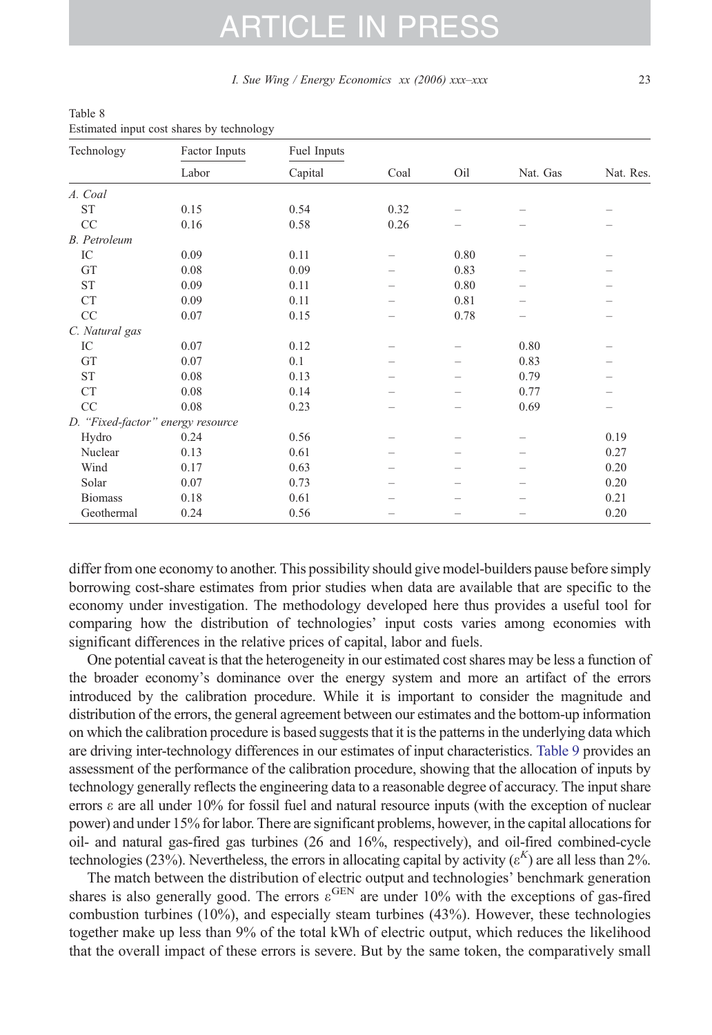Table 8
Estimated input cost shares by technology

| Technology | Factor Inputs | | Fuel Inputs | | | |
|---|---|---|---|---|---|---|
| | Labor | Capital | Coal | Oil | Nat. Gas | Nat. Res. |
| *A. Coal* | | | | | | |
| ST | 0.15 | 0.54 | 0.32 | – | – | – |
| CC | 0.16 | 0.58 | 0.26 | – | – | – |
| *B. Petroleum* | | | | | | |
| IC | 0.09 | 0.11 | – | 0.80 | – | – |
| GT | 0.08 | 0.09 | – | 0.83 | – | – |
| ST | 0.09 | 0.11 | – | 0.80 | – | – |
| CT | 0.09 | 0.11 | – | 0.81 | – | – |
| CC | 0.07 | 0.15 | – | 0.78 | – | – |
| *C. Natural gas* | | | | | | |
| IC | 0.07 | 0.12 | – | – | 0.80 | – |
| GT | 0.07 | 0.1 | – | – | 0.83 | – |
| ST | 0.08 | 0.13 | – | – | 0.79 | – |
| CT | 0.08 | 0.14 | – | – | 0.77 | – |
| CC | 0.08 | 0.23 | – | – | 0.69 | – |
| *D. "Fixed-factor" energy resource* | | | | | | |
| Hydro | 0.24 | 0.56 | – | – | – | 0.19 |
| Nuclear | 0.13 | 0.61 | – | – | – | 0.27 |
| Wind | 0.17 | 0.63 | – | – | – | 0.20 |
| Solar | 0.07 | 0.73 | – | – | – | 0.20 |
| Biomass | 0.18 | 0.61 | – | – | – | 0.21 |
| Geothermal | 0.24 | 0.56 | – | – | – | 0.20 |

differ from one economy to another. This possibility should give model-builders pause before simply borrowing cost-share estimates from prior studies when data are available that are specific to the economy under investigation. The methodology developed here thus provides a useful tool for comparing how the distribution of technologies' input costs varies among economies with significant differences in the relative prices of capital, labor and fuels.

One potential caveat is that the heterogeneity in our estimated cost shares may be less a function of the broader economy's dominance over the energy system and more an artifact of the errors introduced by the calibration procedure. While it is important to consider the magnitude and distribution of the errors, the general agreement between our estimates and the bottom-up information on which the calibration procedure is based suggests that it is the patterns in the underlying data which are driving inter-technology differences in our estimates of input characteristics. Table 9 provides an assessment of the performance of the calibration procedure, showing that the allocation of inputs by technology generally reflects the engineering data to a reasonable degree of accuracy. The input share errors $\varepsilon$ are all under 10% for fossil fuel and natural resource inputs (with the exception of nuclear power) and under 15% for labor. There are significant problems, however, in the capital allocations for oil- and natural gas-fired gas turbines (26 and 16%, respectively), and oil-fired combined-cycle technologies (23%). Nevertheless, the errors in allocating capital by activity ($\varepsilon^K$) are all less than 2%.

The match between the distribution of electric output and technologies' benchmark generation shares is also generally good. The errors $\varepsilon^{\mathrm{GEN}}$ are under 10% with the exceptions of gas-fired combustion turbines (10%), and especially steam turbines (43%). However, these technologies together make up less than 9% of the total kWh of electric output, which reduces the likelihood that the overall impact of these errors is severe. But by the same token, the comparatively small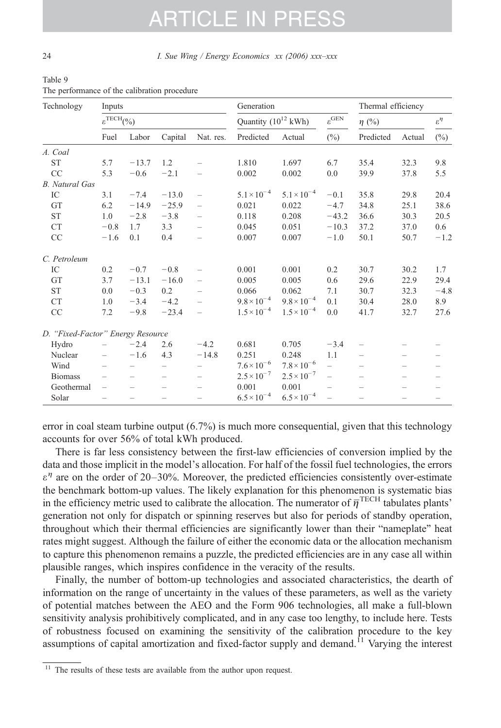Table 9
The performance of the calibration procedure

| Technology | Inputs | | | | Generation | | | Thermal efficiency | | |
|---|---|---|---|---|---|---|---|---|---|---|
| | $\varepsilon^{\mathrm{TECH}}$(%) | | | | Quantity ($10^{12}$ kWh) | | $\varepsilon^{\mathrm{GEN}}$ | $\eta$ (%) | | $\varepsilon^{\eta}$ |
| | Fuel | Labor | Capital | Nat. res. | Predicted | Actual | (%) | Predicted | Actual | (%) |
| *A. Coal* | | | | | | | | | | |
| ST | 5.7 | −13.7 | 1.2 | – | 1.810 | 1.697 | 6.7 | 35.4 | 32.3 | 9.8 |
| CC | 5.3 | −0.6 | −2.1 | – | 0.002 | 0.002 | 0.0 | 39.9 | 37.8 | 5.5 |
| *B. Natural Gas* | | | | | | | | | | |
| IC | 3.1 | −7.4 | −13.0 | – | $5.1\times10^{-4}$ | $5.1\times10^{-4}$ | −0.1 | 35.8 | 29.8 | 20.4 |
| GT | 6.2 | −14.9 | −25.9 | – | 0.021 | 0.022 | −4.7 | 34.8 | 25.1 | 38.6 |
| ST | 1.0 | −2.8 | −3.8 | – | 0.118 | 0.208 | −43.2 | 36.6 | 30.3 | 20.5 |
| CT | −0.8 | 1.7 | 3.3 | – | 0.045 | 0.051 | −10.3 | 37.2 | 37.0 | 0.6 |
| CC | −1.6 | 0.1 | 0.4 | – | 0.007 | 0.007 | −1.0 | 50.1 | 50.7 | −1.2 |
| *C. Petroleum* | | | | | | | | | | |
| IC | 0.2 | −0.7 | −0.8 | – | 0.001 | 0.001 | 0.2 | 30.7 | 30.2 | 1.7 |
| GT | 3.7 | −13.1 | −16.0 | – | 0.005 | 0.005 | 0.6 | 29.6 | 22.9 | 29.4 |
| ST | 0.0 | −0.3 | 0.2 | – | 0.066 | 0.062 | 7.1 | 30.7 | 32.3 | −4.8 |
| CT | 1.0 | −3.4 | −4.2 | – | $9.8\times10^{-4}$ | $9.8\times10^{-4}$ | 0.1 | 30.4 | 28.0 | 8.9 |
| CC | 7.2 | −9.8 | −23.4 | – | $1.5\times10^{-4}$ | $1.5\times10^{-4}$ | 0.0 | 41.7 | 32.7 | 27.6 |
| *D. "Fixed-Factor" Energy Resource* | | | | | | | | | | |
| Hydro | – | −2.4 | 2.6 | −4.2 | 0.681 | 0.705 | −3.4 | – | – | – |
| Nuclear | – | −1.6 | 4.3 | −14.8 | 0.251 | 0.248 | 1.1 | – | – | – |
| Wind | – | – | – | – | $7.6\times10^{-6}$ | $7.8\times10^{-6}$ | – | – | – | – |
| Biomass | – | – | – | – | $2.5\times10^{-7}$ | $2.5\times10^{-7}$ | – | – | – | – |
| Geothermal | – | – | – | – | 0.001 | 0.001 | – | – | – | – |
| Solar | – | – | – | – | $6.5\times10^{-4}$ | $6.5\times10^{-4}$ | – | – | – | – |

error in coal steam turbine output (6.7%) is much more consequential, given that this technology accounts for over 56% of total kWh produced.

There is far less consistency between the first-law efficiencies of conversion implied by the data and those implicit in the model's allocation. For half of the fossil fuel technologies, the errors $\varepsilon^{\eta}$ are on the order of 20–30%. Moreover, the predicted efficiencies consistently over-estimate the benchmark bottom-up values. The likely explanation for this phenomenon is systematic bias in the efficiency metric used to calibrate the allocation. The numerator of $\bar{\eta}^{\mathrm{TECH}}$ tabulates plants' generation not only for dispatch or spinning reserves but also for periods of standby operation, throughout which their thermal efficiencies are significantly lower than their "nameplate" heat rates might suggest. Although the failure of either the economic data or the allocation mechanism to capture this phenomenon remains a puzzle, the predicted efficiencies are in any case all within plausible ranges, which inspires confidence in the veracity of the results.

Finally, the number of bottom-up technologies and associated characteristics, the dearth of information on the range of uncertainty in the values of these parameters, as well as the variety of potential matches between the AEO and the Form 906 technologies, all make a full-blown sensitivity analysis prohibitively complicated, and in any case too lengthy, to include here. Tests of robustness focused on examining the sensitivity of the calibration procedure to the key assumptions of capital amortization and fixed-factor supply and demand.[11] Varying the interest

[11] The results of these tests are available from the author upon request.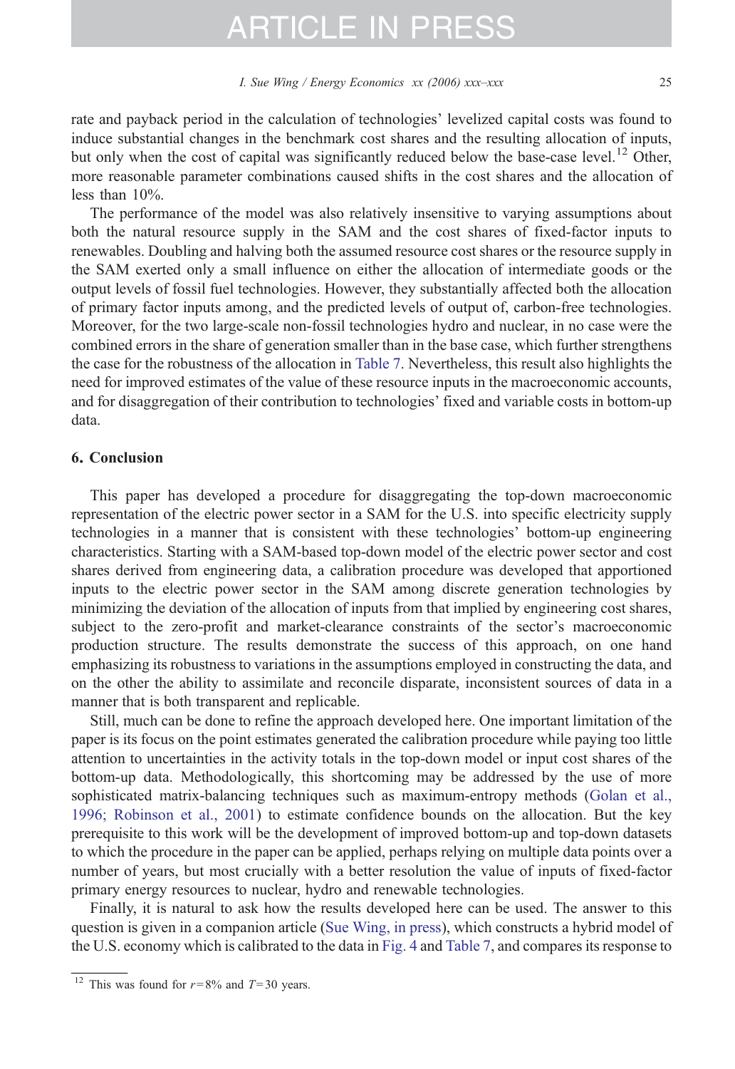rate and payback period in the calculation of technologies' levelized capital costs was found to induce substantial changes in the benchmark cost shares and the resulting allocation of inputs, but only when the cost of capital was significantly reduced below the base-case level.[12] Other, more reasonable parameter combinations caused shifts in the cost shares and the allocation of less than 10%.

The performance of the model was also relatively insensitive to varying assumptions about both the natural resource supply in the SAM and the cost shares of fixed-factor inputs to renewables. Doubling and halving both the assumed resource cost shares or the resource supply in the SAM exerted only a small influence on either the allocation of intermediate goods or the output levels of fossil fuel technologies. However, they substantially affected both the allocation of primary factor inputs among, and the predicted levels of output of, carbon-free technologies. Moreover, for the two large-scale non-fossil technologies hydro and nuclear, in no case were the combined errors in the share of generation smaller than in the base case, which further strengthens the case for the robustness of the allocation in Table 7. Nevertheless, this result also highlights the need for improved estimates of the value of these resource inputs in the macroeconomic accounts, and for disaggregation of their contribution to technologies' fixed and variable costs in bottom-up data.

## 6. Conclusion

This paper has developed a procedure for disaggregating the top-down macroeconomic representation of the electric power sector in a SAM for the U.S. into specific electricity supply technologies in a manner that is consistent with these technologies' bottom-up engineering characteristics. Starting with a SAM-based top-down model of the electric power sector and cost shares derived from engineering data, a calibration procedure was developed that apportioned inputs to the electric power sector in the SAM among discrete generation technologies by minimizing the deviation of the allocation of inputs from that implied by engineering cost shares, subject to the zero-profit and market-clearance constraints of the sector's macroeconomic production structure. The results demonstrate the success of this approach, on one hand emphasizing its robustness to variations in the assumptions employed in constructing the data, and on the other the ability to assimilate and reconcile disparate, inconsistent sources of data in a manner that is both transparent and replicable.

Still, much can be done to refine the approach developed here. One important limitation of the paper is its focus on the point estimates generated the calibration procedure while paying too little attention to uncertainties in the activity totals in the top-down model or input cost shares of the bottom-up data. Methodologically, this shortcoming may be addressed by the use of more sophisticated matrix-balancing techniques such as maximum-entropy methods (Golan et al., 1996; Robinson et al., 2001) to estimate confidence bounds on the allocation. But the key prerequisite to this work will be the development of improved bottom-up and top-down datasets to which the procedure in the paper can be applied, perhaps relying on multiple data points over a number of years, but most crucially with a better resolution the value of inputs of fixed-factor primary energy resources to nuclear, hydro and renewable technologies.

Finally, it is natural to ask how the results developed here can be used. The answer to this question is given in a companion article (Sue Wing, in press), which constructs a hybrid model of the U.S. economy which is calibrated to the data in Fig. 4 and Table 7, and compares its response to

[12] This was found for $r = 8\%$ and $T = 30$ years.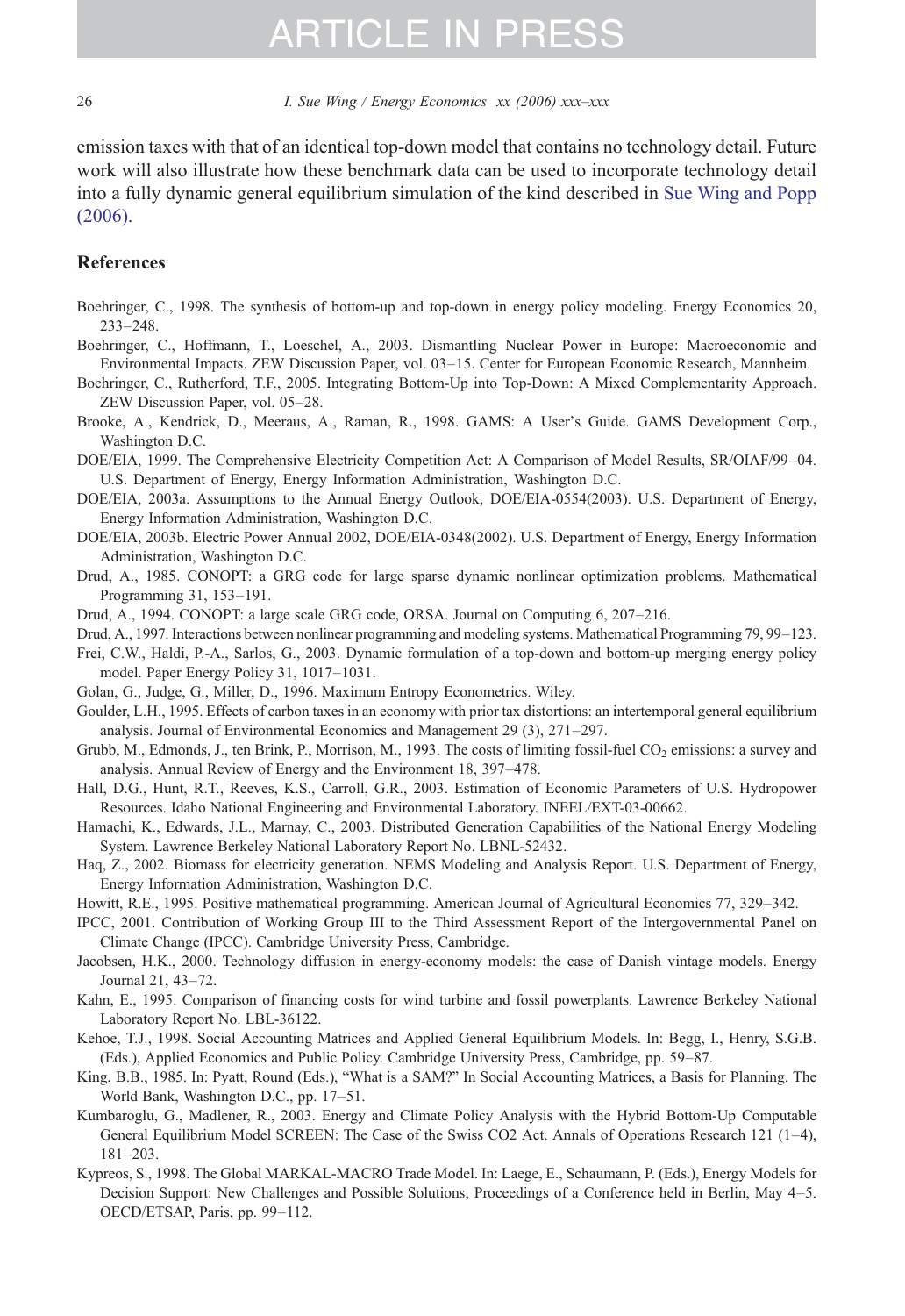emission taxes with that of an identical top-down model that contains no technology detail. Future work will also illustrate how these benchmark data can be used to incorporate technology detail into a fully dynamic general equilibrium simulation of the kind described in Sue Wing and Popp (2006).

## References

Boehringer, C., 1998. The synthesis of bottom-up and top-down in energy policy modeling. Energy Economics 20, 233–248.

Boehringer, C., Hoffmann, T., Loeschel, A., 2003. Dismantling Nuclear Power in Europe: Macroeconomic and Environmental Impacts. ZEW Discussion Paper, vol. 03–15. Center for European Economic Research, Mannheim.

Boehringer, C., Rutherford, T.F., 2005. Integrating Bottom-Up into Top-Down: A Mixed Complementarity Approach. ZEW Discussion Paper, vol. 05–28.

Brooke, A., Kendrick, D., Meeraus, A., Raman, R., 1998. GAMS: A User's Guide. GAMS Development Corp., Washington D.C.

DOE/EIA, 1999. The Comprehensive Electricity Competition Act: A Comparison of Model Results, SR/OIAF/99–04. U.S. Department of Energy, Energy Information Administration, Washington D.C.

DOE/EIA, 2003a. Assumptions to the Annual Energy Outlook, DOE/EIA-0554(2003). U.S. Department of Energy, Energy Information Administration, Washington D.C.

DOE/EIA, 2003b. Electric Power Annual 2002, DOE/EIA-0348(2002). U.S. Department of Energy, Energy Information Administration, Washington D.C.

Drud, A., 1985. CONOPT: a GRG code for large sparse dynamic nonlinear optimization problems. Mathematical Programming 31, 153–191.

Drud, A., 1994. CONOPT: a large scale GRG code, ORSA. Journal on Computing 6, 207–216.

Drud, A., 1997. Interactions between nonlinear programming and modeling systems. Mathematical Programming 79, 99–123.

Frei, C.W., Haldi, P.-A., Sarlos, G., 2003. Dynamic formulation of a top-down and bottom-up merging energy policy model. Paper Energy Policy 31, 1017–1031.

Golan, G., Judge, G., Miller, D., 1996. Maximum Entropy Econometrics. Wiley.

Goulder, L.H., 1995. Effects of carbon taxes in an economy with prior tax distortions: an intertemporal general equilibrium analysis. Journal of Environmental Economics and Management 29 (3), 271–297.

Grubb, M., Edmonds, J., ten Brink, P., Morrison, M., 1993. The costs of limiting fossil-fuel $CO_2$ emissions: a survey and analysis. Annual Review of Energy and the Environment 18, 397–478.

Hall, D.G., Hunt, R.T., Reeves, K.S., Carroll, G.R., 2003. Estimation of Economic Parameters of U.S. Hydropower Resources. Idaho National Engineering and Environmental Laboratory. INEEL/EXT-03-00662.

Hamachi, K., Edwards, J.L., Marnay, C., 2003. Distributed Generation Capabilities of the National Energy Modeling System. Lawrence Berkeley National Laboratory Report No. LBNL-52432.

Haq, Z., 2002. Biomass for electricity generation. NEMS Modeling and Analysis Report. U.S. Department of Energy, Energy Information Administration, Washington D.C.

Howitt, R.E., 1995. Positive mathematical programming. American Journal of Agricultural Economics 77, 329–342.

IPCC, 2001. Contribution of Working Group III to the Third Assessment Report of the Intergovernmental Panel on Climate Change (IPCC). Cambridge University Press, Cambridge.

Jacobsen, H.K., 2000. Technology diffusion in energy-economy models: the case of Danish vintage models. Energy Journal 21, 43–72.

Kahn, E., 1995. Comparison of financing costs for wind turbine and fossil powerplants. Lawrence Berkeley National Laboratory Report No. LBL-36122.

Kehoe, T.J., 1998. Social Accounting Matrices and Applied General Equilibrium Models. In: Begg, I., Henry, S.G.B. (Eds.), Applied Economics and Public Policy. Cambridge University Press, Cambridge, pp. 59–87.

King, B.B., 1985. In: Pyatt, Round (Eds.), "What is a SAM?" In Social Accounting Matrices, a Basis for Planning. The World Bank, Washington D.C., pp. 17–51.

Kumbaroglu, G., Madlener, R., 2003. Energy and Climate Policy Analysis with the Hybrid Bottom-Up Computable General Equilibrium Model SCREEN: The Case of the Swiss CO2 Act. Annals of Operations Research 121 (1–4), 181–203.

Kypreos, S., 1998. The Global MARKAL-MACRO Trade Model. In: Laege, E., Schaumann, P. (Eds.), Energy Models for Decision Support: New Challenges and Possible Solutions, Proceedings of a Conference held in Berlin, May 4–5. OECD/ETSAP, Paris, pp. 99–112.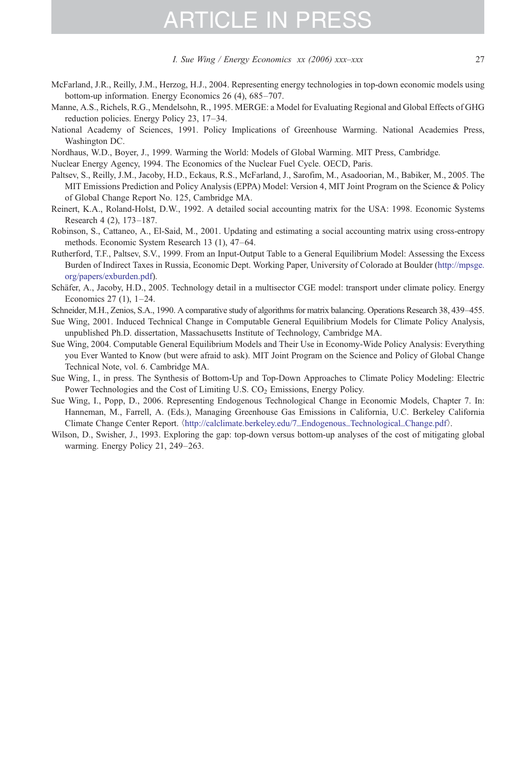McFarland, J.R., Reilly, J.M., Herzog, H.J., 2004. Representing energy technologies in top-down economic models using bottom-up information. Energy Economics 26 (4), 685–707.

Manne, A.S., Richels, R.G., Mendelsohn, R., 1995. MERGE: a Model for Evaluating Regional and Global Effects of GHG reduction policies. Energy Policy 23, 17–34.

National Academy of Sciences, 1991. Policy Implications of Greenhouse Warming. National Academies Press, Washington DC.

Nordhaus, W.D., Boyer, J., 1999. Warming the World: Models of Global Warming. MIT Press, Cambridge.

Nuclear Energy Agency, 1994. The Economics of the Nuclear Fuel Cycle. OECD, Paris.

Paltsev, S., Reilly, J.M., Jacoby, H.D., Eckaus, R.S., McFarland, J., Sarofim, M., Asadoorian, M., Babiker, M., 2005. The MIT Emissions Prediction and Policy Analysis (EPPA) Model: Version 4, MIT Joint Program on the Science & Policy of Global Change Report No. 125, Cambridge MA.

Reinert, K.A., Roland-Holst, D.W., 1992. A detailed social accounting matrix for the USA: 1998. Economic Systems Research 4 (2), 173–187.

Robinson, S., Cattaneo, A., El-Said, M., 2001. Updating and estimating a social accounting matrix using cross-entropy methods. Economic System Research 13 (1), 47–64.

Rutherford, T.F., Paltsev, S.V., 1999. From an Input-Output Table to a General Equilibrium Model: Assessing the Excess Burden of Indirect Taxes in Russia, Economic Dept. Working Paper, University of Colorado at Boulder (http://mpsge.org/papers/exburden.pdf).

Schäfer, A., Jacoby, H.D., 2005. Technology detail in a multisector CGE model: transport under climate policy. Energy Economics 27 (1), 1–24.

Schneider, M.H., Zenios, S.A., 1990. A comparative study of algorithms for matrix balancing. Operations Research 38, 439–455.

Sue Wing, 2001. Induced Technical Change in Computable General Equilibrium Models for Climate Policy Analysis, unpublished Ph.D. dissertation, Massachusetts Institute of Technology, Cambridge MA.

Sue Wing, 2004. Computable General Equilibrium Models and Their Use in Economy-Wide Policy Analysis: Everything you Ever Wanted to Know (but were afraid to ask). MIT Joint Program on the Science and Policy of Global Change Technical Note, vol. 6. Cambridge MA.

Sue Wing, I., in press. The Synthesis of Bottom-Up and Top-Down Approaches to Climate Policy Modeling: Electric Power Technologies and the Cost of Limiting U.S. $CO_2$ Emissions, Energy Policy.

Sue Wing, I., Popp, D., 2006. Representing Endogenous Technological Change in Economic Models, Chapter 7. In: Hanneman, M., Farrell, A. (Eds.), Managing Greenhouse Gas Emissions in California, U.C. Berkeley California Climate Change Center Report. ⟨http://calclimate.berkeley.edu/7_Endogenous_Technological_Change.pdf⟩.

Wilson, D., Swisher, J., 1993. Exploring the gap: top-down versus bottom-up analyses of the cost of mitigating global warming. Energy Policy 21, 249–263.